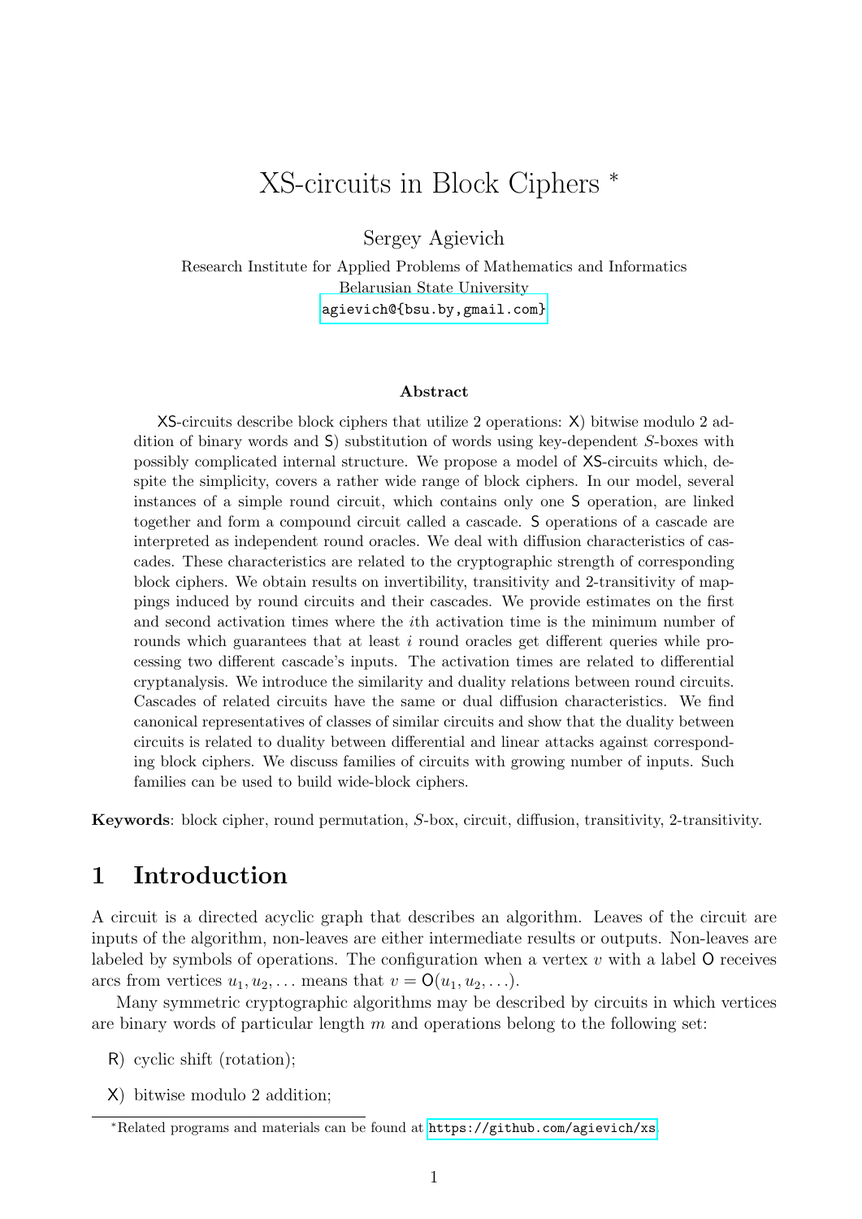# XS-circuits in Block Ciphers *

Sergey Agievich

Research Institute for Applied Problems of Mathematics and Informatics
Belarusian State University
agievich@{bsu.by,gmail.com}

**Abstract**

XS-circuits describe block ciphers that utilize 2 operations: X) bitwise modulo 2 addition of binary words and S) substitution of words using key-dependent $S$-boxes with possibly complicated internal structure. We propose a model of XS-circuits which, despite the simplicity, covers a rather wide range of block ciphers. In our model, several instances of a simple round circuit, which contains only one S operation, are linked together and form a compound circuit called a cascade. S operations of a cascade are interpreted as independent round oracles. We deal with diffusion characteristics of cascades. These characteristics are related to the cryptographic strength of corresponding block ciphers. We obtain results on invertibility, transitivity and 2-transitivity of mappings induced by round circuits and their cascades. We provide estimates on the first and second activation times where the $i$th activation time is the minimum number of rounds which guarantees that at least $i$ round oracles get different queries while processing two different cascade's inputs. The activation times are related to differential cryptanalysis. We introduce the similarity and duality relations between round circuits. Cascades of related circuits have the same or dual diffusion characteristics. We find canonical representatives of classes of similar circuits and show that the duality between circuits is related to duality between differential and linear attacks against corresponding block ciphers. We discuss families of circuits with growing number of inputs. Such families can be used to build wide-block ciphers.

**Keywords**: block cipher, round permutation, $S$-box, circuit, diffusion, transitivity, 2-transitivity.

## 1 Introduction

A circuit is a directed acyclic graph that describes an algorithm. Leaves of the circuit are inputs of the algorithm, non-leaves are either intermediate results or outputs. Non-leaves are labeled by symbols of operations. The configuration when a vertex $v$ with a label O receives arcs from vertices $u_1, u_2, \ldots$ means that $v = \mathsf{O}(u_1, u_2, \ldots)$.

Many symmetric cryptographic algorithms may be described by circuits in which vertices are binary words of particular length $m$ and operations belong to the following set:

R) cyclic shift (rotation);

X) bitwise modulo 2 addition;

*Related programs and materials can be found at https://github.com/agievich/xs.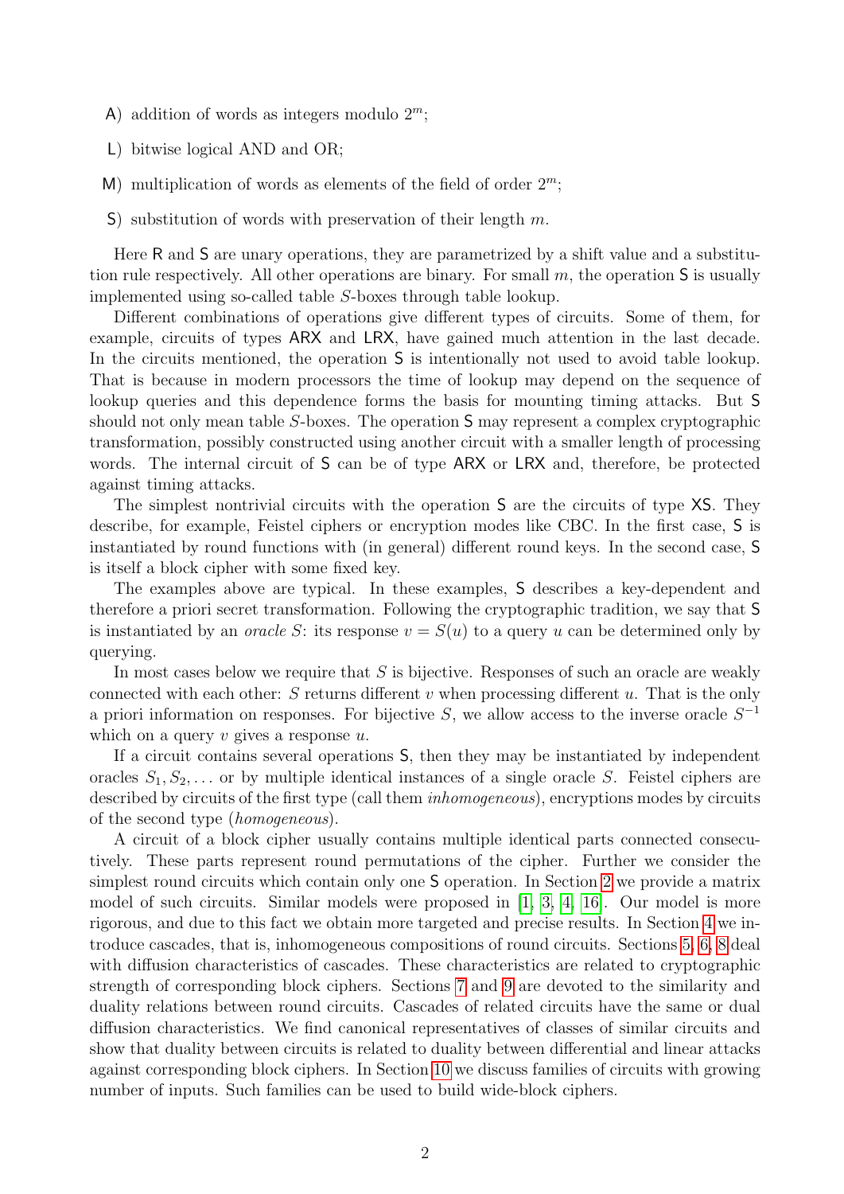A) addition of words as integers modulo $2^m$;

L) bitwise logical AND and OR;

M) multiplication of words as elements of the field of order $2^m$;

S) substitution of words with preservation of their length $m$.

Here R and S are unary operations, they are parametrized by a shift value and a substitution rule respectively. All other operations are binary. For small $m$, the operation S is usually implemented using so-called table $S$-boxes through table lookup.

Different combinations of operations give different types of circuits. Some of them, for example, circuits of types ARX and LRX, have gained much attention in the last decade. In the circuits mentioned, the operation S is intentionally not used to avoid table lookup. That is because in modern processors the time of lookup may depend on the sequence of lookup queries and this dependence forms the basis for mounting timing attacks. But S should not only mean table $S$-boxes. The operation S may represent a complex cryptographic transformation, possibly constructed using another circuit with a smaller length of processing words. The internal circuit of S can be of type ARX or LRX and, therefore, be protected against timing attacks.

The simplest nontrivial circuits with the operation S are the circuits of type XS. They describe, for example, Feistel ciphers or encryption modes like CBC. In the first case, S is instantiated by round functions with (in general) different round keys. In the second case, S is itself a block cipher with some fixed key.

The examples above are typical. In these examples, S describes a key-dependent and therefore a priori secret transformation. Following the cryptographic tradition, we say that S is instantiated by an *oracle* $S$: its response $v = S(u)$ to a query $u$ can be determined only by querying.

In most cases below we require that $S$ is bijective. Responses of such an oracle are weakly connected with each other: $S$ returns different $v$ when processing different $u$. That is the only a priori information on responses. For bijective $S$, we allow access to the inverse oracle $S^{-1}$ which on a query $v$ gives a response $u$.

If a circuit contains several operations S, then they may be instantiated by independent oracles $S_1, S_2, \ldots$ or by multiple identical instances of a single oracle $S$. Feistel ciphers are described by circuits of the first type (call them *inhomogeneous*), encryptions modes by circuits of the second type (*homogeneous*).

A circuit of a block cipher usually contains multiple identical parts connected consecutively. These parts represent round permutations of the cipher. Further we consider the simplest round circuits which contain only one S operation. In Section 2 we provide a matrix model of such circuits. Similar models were proposed in [1, 3, 4, 16]. Our model is more rigorous, and due to this fact we obtain more targeted and precise results. In Section 4 we introduce cascades, that is, inhomogeneous compositions of round circuits. Sections 5, 6, 8 deal with diffusion characteristics of cascades. These characteristics are related to cryptographic strength of corresponding block ciphers. Sections 7 and 9 are devoted to the similarity and duality relations between round circuits. Cascades of related circuits have the same or dual diffusion characteristics. We find canonical representatives of classes of similar circuits and show that duality between circuits is related to duality between differential and linear attacks against corresponding block ciphers. In Section 10 we discuss families of circuits with growing number of inputs. Such families can be used to build wide-block ciphers.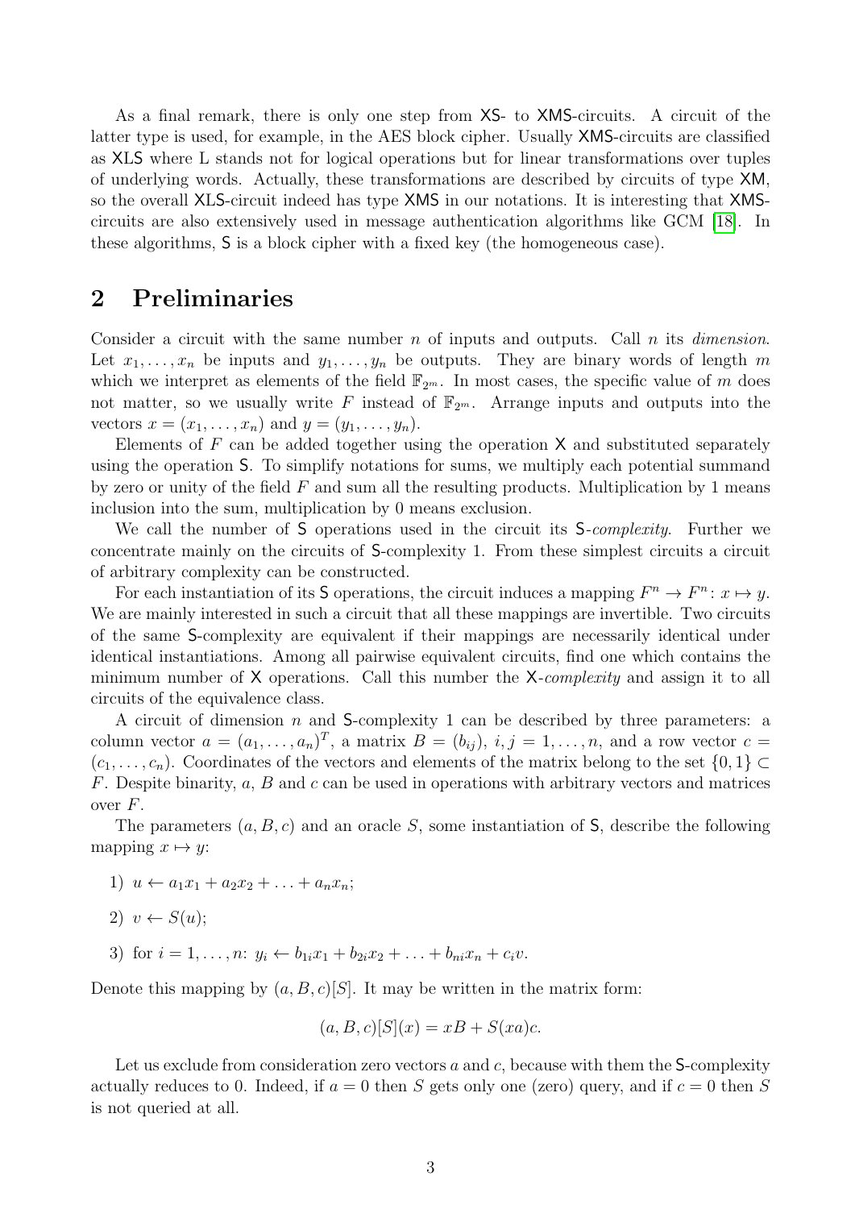As a final remark, there is only one step from XS- to XMS-circuits. A circuit of the latter type is used, for example, in the AES block cipher. Usually XMS-circuits are classified as XLS where L stands not for logical operations but for linear transformations over tuples of underlying words. Actually, these transformations are described by circuits of type XM, so the overall XLS-circuit indeed has type XMS in our notations. It is interesting that XMS-circuits are also extensively used in message authentication algorithms like GCM [18]. In these algorithms, S is a block cipher with a fixed key (the homogeneous case).

## 2 Preliminaries

Consider a circuit with the same number $n$ of inputs and outputs. Call $n$ its *dimension*. Let $x_1, \ldots, x_n$ be inputs and $y_1, \ldots, y_n$ be outputs. They are binary words of length $m$ which we interpret as elements of the field $\mathbb{F}_{2^m}$. In most cases, the specific value of $m$ does not matter, so we usually write $F$ instead of $\mathbb{F}_{2^m}$. Arrange inputs and outputs into the vectors $x = (x_1, \ldots, x_n)$ and $y = (y_1, \ldots, y_n)$.

Elements of $F$ can be added together using the operation X and substituted separately using the operation S. To simplify notations for sums, we multiply each potential summand by zero or unity of the field $F$ and sum all the resulting products. Multiplication by 1 means inclusion into the sum, multiplication by 0 means exclusion.

We call the number of S operations used in the circuit its S-*complexity*. Further we concentrate mainly on the circuits of S-complexity 1. From these simplest circuits a circuit of arbitrary complexity can be constructed.

For each instantiation of its S operations, the circuit induces a mapping $F^n \to F^n \colon x \mapsto y$. We are mainly interested in such a circuit that all these mappings are invertible. Two circuits of the same S-complexity are equivalent if their mappings are necessarily identical under identical instantiations. Among all pairwise equivalent circuits, find one which contains the minimum number of X operations. Call this number the X-*complexity* and assign it to all circuits of the equivalence class.

A circuit of dimension $n$ and S-complexity 1 can be described by three parameters: a column vector $a = (a_1, \ldots, a_n)^T$, a matrix $B = (b_{ij})$, $i, j = 1, \ldots, n$, and a row vector $c = (c_1, \ldots, c_n)$. Coordinates of the vectors and elements of the matrix belong to the set $\{0, 1\} \subset F$. Despite binarity, $a$, $B$ and $c$ can be used in operations with arbitrary vectors and matrices over $F$.

The parameters $(a, B, c)$ and an oracle $S$, some instantiation of S, describe the following mapping $x \mapsto y$:

1) $u \leftarrow a_1 x_1 + a_2 x_2 + \ldots + a_n x_n$;

2) $v \leftarrow S(u)$;

3) for $i = 1, \ldots, n$: $y_i \leftarrow b_{1i} x_1 + b_{2i} x_2 + \ldots + b_{ni} x_n + c_i v$.

Denote this mapping by $(a, B, c)[S]$. It may be written in the matrix form:

$$(a, B, c)[S](x) = xB + S(xa)c.$$

Let us exclude from consideration zero vectors $a$ and $c$, because with them the S-complexity actually reduces to 0. Indeed, if $a = 0$ then $S$ gets only one (zero) query, and if $c = 0$ then $S$ is not queried at all.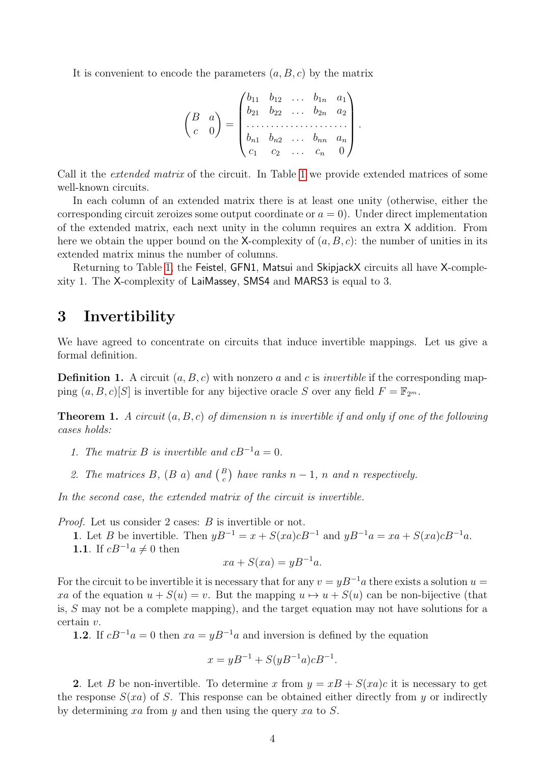It is convenient to encode the parameters $(a, B, c)$ by the matrix

$$\begin{pmatrix} B & a \\ c & 0 \end{pmatrix} = \begin{pmatrix} b_{11} & b_{12} & \dots & b_{1n} & a_1 \\ b_{21} & b_{22} & \dots & b_{2n} & a_2 \\ \dots & \dots & \dots & \dots & \dots \\ b_{n1} & b_{n2} & \dots & b_{nn} & a_n \\ c_1 & c_2 & \dots & c_n & 0 \end{pmatrix}.$$

Call it the *extended matrix* of the circuit. In Table 1 we provide extended matrices of some well-known circuits.

In each column of an extended matrix there is at least one unity (otherwise, either the corresponding circuit zeroizes some output coordinate or $a = 0$). Under direct implementation of the extended matrix, each next unity in the column requires an extra X addition. From here we obtain the upper bound on the X-complexity of $(a, B, c)$: the number of unities in its extended matrix minus the number of columns.

Returning to Table 1, the Feistel, GFN1, Matsui and SkipjackX circuits all have X-complexity 1. The X-complexity of LaiMassey, SMS4 and MARS3 is equal to 3.

# 3 Invertibility

We have agreed to concentrate on circuits that induce invertible mappings. Let us give a formal definition.

**Definition 1.** A circuit $(a, B, c)$ with nonzero $a$ and $c$ is *invertible* if the corresponding mapping $(a, B, c)[S]$ is invertible for any bijective oracle $S$ over any field $F = \mathbb{F}_{2^m}$.

**Theorem 1.** *A circuit $(a, B, c)$ of dimension $n$ is invertible if and only if one of the following cases holds:*

1. *The matrix $B$ is invertible and $cB^{-1}a = 0$.*
2. *The matrices $B$, $(B\ a)$ and $\binom{B}{c}$ have ranks $n-1$, $n$ and $n$ respectively.*

*In the second case, the extended matrix of the circuit is invertible.*

*Proof.* Let us consider 2 cases: $B$ is invertible or not.

**1**. Let $B$ be invertible. Then $yB^{-1} = x + S(xa)cB^{-1}$ and $yB^{-1}a = xa + S(xa)cB^{-1}a$.

**1.1**. If $cB^{-1}a \neq 0$ then

$$xa + S(xa) = yB^{-1}a.$$

For the circuit to be invertible it is necessary that for any $v = yB^{-1}a$ there exists a solution $u = xa$ of the equation $u + S(u) = v$. But the mapping $u \mapsto u + S(u)$ can be non-bijective (that is, $S$ may not be a complete mapping), and the target equation may not have solutions for a certain $v$.

**1.2**. If $cB^{-1}a = 0$ then $xa = yB^{-1}a$ and inversion is defined by the equation

$$x = yB^{-1} + S(yB^{-1}a)cB^{-1}.$$

**2**. Let $B$ be non-invertible. To determine $x$ from $y = xB + S(xa)c$ it is necessary to get the response $S(xa)$ of $S$. This response can be obtained either directly from $y$ or indirectly by determining $xa$ from $y$ and then using the query $xa$ to $S$.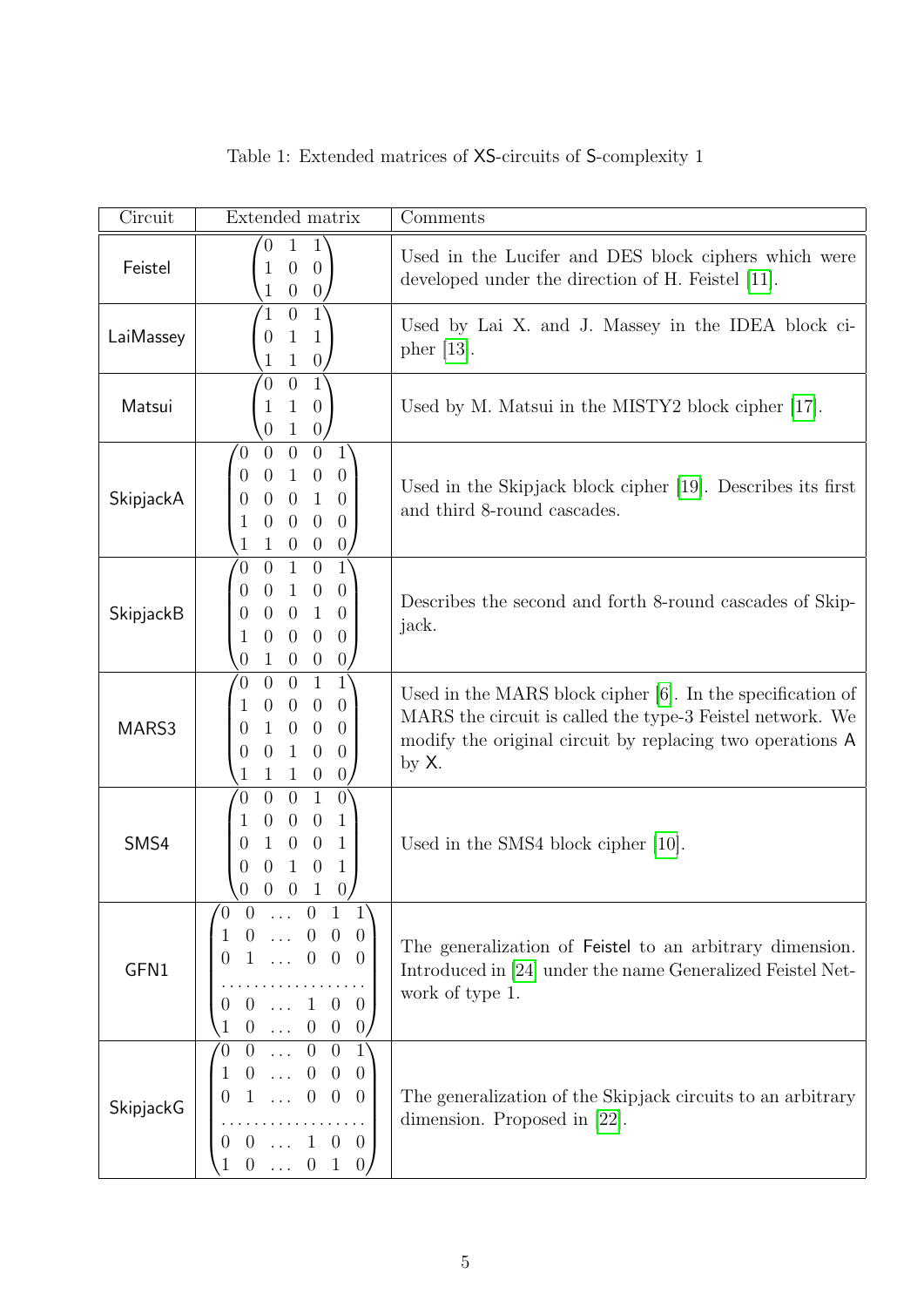Table 1: Extended matrices of XS-circuits of S-complexity 1

| Circuit | Extended matrix | Comments |
|---|---|---|
| Feistel | $\begin{pmatrix} 0 & 1 & 1 \\ 1 & 0 & 0 \\ 1 & 0 & 0 \end{pmatrix}$ | Used in the Lucifer and DES block ciphers which were developed under the direction of H. Feistel [11]. |
| LaiMassey | $\begin{pmatrix} 1 & 0 & 1 \\ 0 & 1 & 1 \\ 1 & 1 & 0 \end{pmatrix}$ | Used by Lai X. and J. Massey in the IDEA block cipher [13]. |
| Matsui | $\begin{pmatrix} 0 & 0 & 1 \\ 1 & 1 & 0 \\ 0 & 1 & 0 \end{pmatrix}$ | Used by M. Matsui in the MISTY2 block cipher [17]. |
| SkipjackA | $\begin{pmatrix} 0 & 0 & 0 & 0 & 1 \\ 0 & 0 & 1 & 0 & 0 \\ 0 & 0 & 0 & 1 & 0 \\ 1 & 0 & 0 & 0 & 0 \\ 1 & 1 & 0 & 0 & 0 \end{pmatrix}$ | Used in the Skipjack block cipher [19]. Describes its first and third 8-round cascades. |
| SkipjackB | $\begin{pmatrix} 0 & 0 & 1 & 0 & 1 \\ 0 & 0 & 1 & 0 & 0 \\ 0 & 0 & 0 & 1 & 0 \\ 1 & 0 & 0 & 0 & 0 \\ 0 & 1 & 0 & 0 & 0 \end{pmatrix}$ | Describes the second and forth 8-round cascades of Skipjack. |
| MARS3 | $\begin{pmatrix} 0 & 0 & 0 & 1 & 1 \\ 1 & 0 & 0 & 0 & 0 \\ 0 & 1 & 0 & 0 & 0 \\ 0 & 0 & 1 & 0 & 0 \\ 1 & 1 & 1 & 0 & 0 \end{pmatrix}$ | Used in the MARS block cipher [6]. In the specification of MARS the circuit is called the type-3 Feistel network. We modify the original circuit by replacing two operations A by X. |
| SMS4 | $\begin{pmatrix} 0 & 0 & 0 & 1 & 0 \\ 1 & 0 & 0 & 0 & 1 \\ 0 & 1 & 0 & 0 & 1 \\ 0 & 0 & 1 & 0 & 1 \\ 0 & 0 & 0 & 1 & 0 \end{pmatrix}$ | Used in the SMS4 block cipher [10]. |
| GFN1 | $\begin{pmatrix} 0 & 0 & \dots & 0 & 1 & 1 \\ 1 & 0 & \dots & 0 & 0 & 0 \\ 0 & 1 & \dots & 0 & 0 & 0 \\ \dots & \dots & \dots & \dots & \dots & \dots \\ 0 & 0 & \dots & 1 & 0 & 0 \\ 1 & 0 & \dots & 0 & 0 & 0 \end{pmatrix}$ | The generalization of Feistel to an arbitrary dimension. Introduced in [24] under the name Generalized Feistel Network of type 1. |
| SkipjackG | $\begin{pmatrix} 0 & 0 & \dots & 0 & 0 & 1 \\ 1 & 0 & \dots & 0 & 0 & 0 \\ 0 & 1 & \dots & 0 & 0 & 0 \\ \dots & \dots & \dots & \dots & \dots & \dots \\ 0 & 0 & \dots & 1 & 0 & 0 \\ 1 & 0 & \dots & 0 & 1 & 0 \end{pmatrix}$ | The generalization of the Skipjack circuits to an arbitrary dimension. Proposed in [22]. |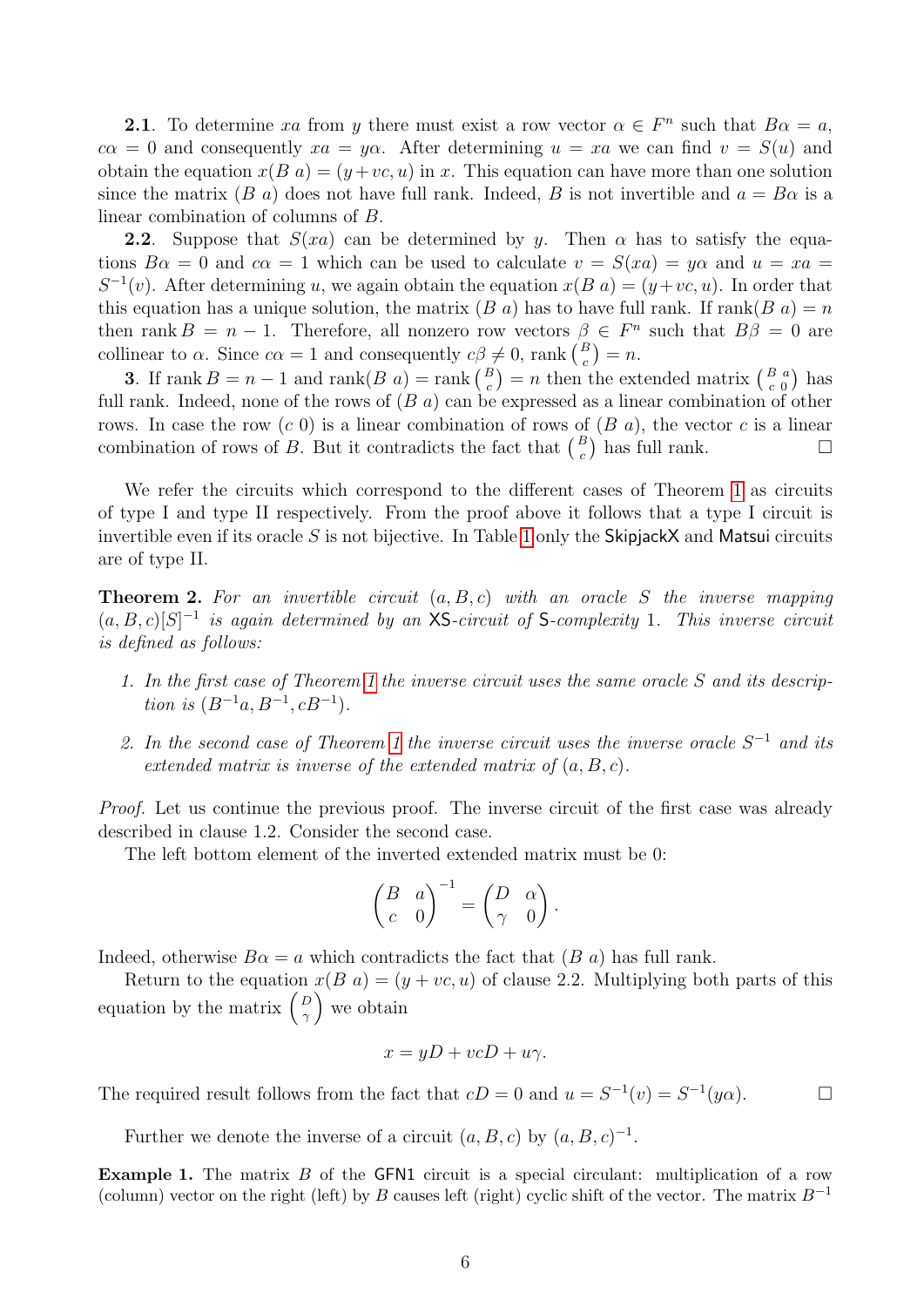**2.1**. To determine $xa$ from $y$ there must exist a row vector $\alpha \in F^n$ such that $B\alpha = a$, $c\alpha = 0$ and consequently $xa = y\alpha$. After determining $u = xa$ we can find $v = S(u)$ and obtain the equation $x(B\ a) = (y + vc, u)$ in $x$. This equation can have more than one solution since the matrix $(B\ a)$ does not have full rank. Indeed, $B$ is not invertible and $a = B\alpha$ is a linear combination of columns of $B$.

**2.2**. Suppose that $S(xa)$ can be determined by $y$. Then $\alpha$ has to satisfy the equations $B\alpha = 0$ and $c\alpha = 1$ which can be used to calculate $v = S(xa) = y\alpha$ and $u = xa = S^{-1}(v)$. After determining $u$, we again obtain the equation $x(B\ a) = (y + vc, u)$. In order that this equation has a unique solution, the matrix $(B\ a)$ has to have full rank. If $\operatorname{rank}(B\ a) = n$ then $\operatorname{rank} B = n - 1$. Therefore, all nonzero row vectors $\beta \in F^n$ such that $B\beta = 0$ are collinear to $\alpha$. Since $c\alpha = 1$ and consequently $c\beta \neq 0$, $\operatorname{rank} \binom{B}{c} = n$.

**3**. If $\operatorname{rank} B = n - 1$ and $\operatorname{rank}(B\ a) = \operatorname{rank} \binom{B}{c} = n$ then the extended matrix $\begin{pmatrix} B & a \\ c & 0 \end{pmatrix}$ has full rank. Indeed, none of the rows of $(B\ a)$ can be expressed as a linear combination of other rows. In case the row $(c\ 0)$ is a linear combination of rows of $(B\ a)$, the vector $c$ is a linear combination of rows of $B$. But it contradicts the fact that $\binom{B}{c}$ has full rank. □

We refer the circuits which correspond to the different cases of Theorem 1 as circuits of type I and type II respectively. From the proof above it follows that a type I circuit is invertible even if its oracle $S$ is not bijective. In Table 1 only the SkipjackX and Matsui circuits are of type II.

**Theorem 2.** *For an invertible circuit $(a, B, c)$ with an oracle $S$ the inverse mapping $(a, B, c)[S]^{-1}$ is again determined by an* XS*-circuit of* S*-complexity* 1*. This inverse circuit is defined as follows:*

1. *In the first case of Theorem 1 the inverse circuit uses the same oracle $S$ and its description is $(B^{-1}a, B^{-1}, cB^{-1})$.*
2. *In the second case of Theorem 1 the inverse circuit uses the inverse oracle $S^{-1}$ and its extended matrix is inverse of the extended matrix of $(a, B, c)$.*

*Proof.* Let us continue the previous proof. The inverse circuit of the first case was already described in clause 1.2. Consider the second case.

The left bottom element of the inverted extended matrix must be 0:

$$\begin{pmatrix} B & a \\ c & 0 \end{pmatrix}^{-1} = \begin{pmatrix} D & \alpha \\ \gamma & 0 \end{pmatrix}.$$

Indeed, otherwise $B\alpha = a$ which contradicts the fact that $(B\ a)$ has full rank.

Return to the equation $x(B\ a) = (y + vc, u)$ of clause 2.2. Multiplying both parts of this equation by the matrix $\binom{D}{\gamma}$ we obtain

$$x = yD + vcD + u\gamma.$$

The required result follows from the fact that $cD = 0$ and $u = S^{-1}(v) = S^{-1}(y\alpha)$. □

Further we denote the inverse of a circuit $(a, B, c)$ by $(a, B, c)^{-1}$.

**Example 1.** The matrix $B$ of the GFN1 circuit is a special circulant: multiplication of a row (column) vector on the right (left) by $B$ causes left (right) cyclic shift of the vector. The matrix $B^{-1}$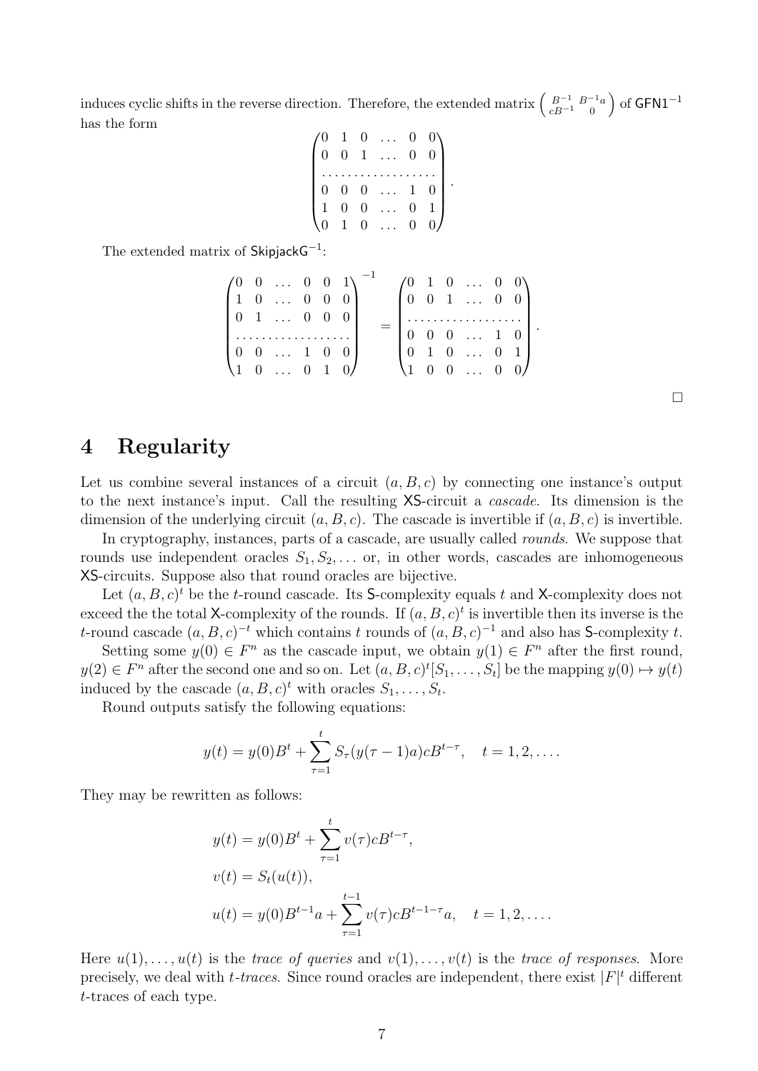induces cyclic shifts in the reverse direction. Therefore, the extended matrix $\begin{pmatrix} B^{-1} & B^{-1}a \\ cB^{-1} & 0 \end{pmatrix}$ of $\mathsf{GFN1}^{-1}$ has the form

$$\begin{pmatrix} 0 & 1 & 0 & \dots & 0 & 0 \\ 0 & 0 & 1 & \dots & 0 & 0 \\ \dots & \dots & \dots & \dots & \dots & \dots \\ 0 & 0 & 0 & \dots & 1 & 0 \\ 1 & 0 & 0 & \dots & 0 & 1 \\ 0 & 1 & 0 & \dots & 0 & 0 \end{pmatrix}.$$

The extended matrix of $\mathsf{SkipjackG}^{-1}$:

$$\begin{pmatrix} 0 & 0 & \dots & 0 & 0 & 1 \\ 1 & 0 & \dots & 0 & 0 & 0 \\ 0 & 1 & \dots & 0 & 0 & 0 \\ \dots & \dots & \dots & \dots & \dots & \dots \\ 0 & 0 & \dots & 1 & 0 & 0 \\ 1 & 0 & \dots & 0 & 1 & 0 \end{pmatrix}^{-1} = \begin{pmatrix} 0 & 1 & 0 & \dots & 0 & 0 \\ 0 & 0 & 1 & \dots & 0 & 0 \\ \dots & \dots & \dots & \dots & \dots & \dots \\ 0 & 0 & 0 & \dots & 1 & 0 \\ 0 & 1 & 0 & \dots & 0 & 1 \\ 1 & 0 & 0 & \dots & 0 & 0 \end{pmatrix}.$$

□

# 4 Regularity

Let us combine several instances of a circuit $(a, B, c)$ by connecting one instance's output to the next instance's input. Call the resulting XS-circuit a *cascade*. Its dimension is the dimension of the underlying circuit $(a, B, c)$. The cascade is invertible if $(a, B, c)$ is invertible.

In cryptography, instances, parts of a cascade, are usually called *rounds*. We suppose that rounds use independent oracles $S_1, S_2, \dots$ or, in other words, cascades are inhomogeneous XS-circuits. Suppose also that round oracles are bijective.

Let $(a, B, c)^t$ be the $t$-round cascade. Its S-complexity equals $t$ and X-complexity does not exceed the the total X-complexity of the rounds. If $(a, B, c)^t$ is invertible then its inverse is the $t$-round cascade $(a, B, c)^{-t}$ which contains $t$ rounds of $(a, B, c)^{-1}$ and also has S-complexity $t$.

Setting some $y(0) \in F^n$ as the cascade input, we obtain $y(1) \in F^n$ after the first round, $y(2) \in F^n$ after the second one and so on. Let $(a, B, c)^t[S_1, \dots, S_t]$ be the mapping $y(0) \mapsto y(t)$ induced by the cascade $(a, B, c)^t$ with oracles $S_1, \dots, S_t$.

Round outputs satisfy the following equations:

$$y(t) = y(0)B^t + \sum_{\tau=1}^{t} S_\tau(y(\tau - 1)a)cB^{t-\tau}, \quad t = 1, 2, \dots.$$

They may be rewritten as follows:

$$\begin{aligned} y(t) &= y(0)B^t + \sum_{\tau=1}^{t} v(\tau)cB^{t-\tau}, \\ v(t) &= S_t(u(t)), \\ u(t) &= y(0)B^{t-1}a + \sum_{\tau=1}^{t-1} v(\tau)cB^{t-1-\tau}a, \quad t = 1, 2, \dots. \end{aligned}$$

Here $u(1), \dots, u(t)$ is the *trace of queries* and $v(1), \dots, v(t)$ is the *trace of responses*. More precisely, we deal with *$t$-traces*. Since round oracles are independent, there exist $|F|^t$ different $t$-traces of each type.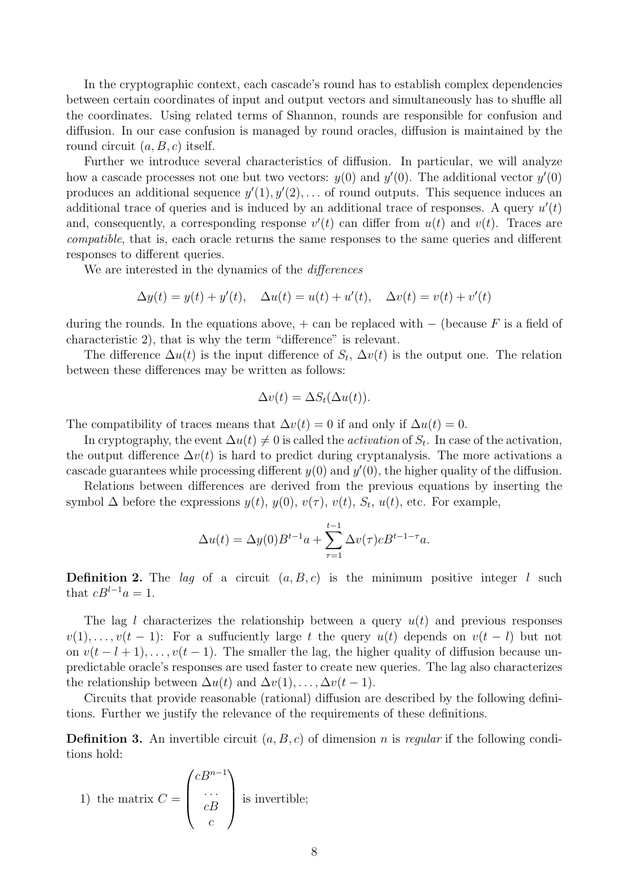In the cryptographic context, each cascade's round has to establish complex dependencies between certain coordinates of input and output vectors and simultaneously has to shuffle all the coordinates. Using related terms of Shannon, rounds are responsible for confusion and diffusion. In our case confusion is managed by round oracles, diffusion is maintained by the round circuit $(a, B, c)$ itself.

Further we introduce several characteristics of diffusion. In particular, we will analyze how a cascade processes not one but two vectors: $y(0)$ and $y'(0)$. The additional vector $y'(0)$ produces an additional sequence $y'(1), y'(2), \ldots$ of round outputs. This sequence induces an additional trace of queries and is induced by an additional trace of responses. A query $u'(t)$ and, consequently, a corresponding response $v'(t)$ can differ from $u(t)$ and $v(t)$. Traces are *compatible*, that is, each oracle returns the same responses to the same queries and different responses to different queries.

We are interested in the dynamics of the *differences*

$$\Delta y(t) = y(t) + y'(t), \quad \Delta u(t) = u(t) + u'(t), \quad \Delta v(t) = v(t) + v'(t)$$

during the rounds. In the equations above, $+$ can be replaced with $-$ (because $F$ is a field of characteristic 2), that is why the term "difference" is relevant.

The difference $\Delta u(t)$ is the input difference of $S_t$, $\Delta v(t)$ is the output one. The relation between these differences may be written as follows:

$$\Delta v(t) = \Delta S_t(\Delta u(t)).$$

The compatibility of traces means that $\Delta v(t) = 0$ if and only if $\Delta u(t) = 0$.

In cryptography, the event $\Delta u(t) \neq 0$ is called the *activation* of $S_t$. In case of the activation, the output difference $\Delta v(t)$ is hard to predict during cryptanalysis. The more activations a cascade guarantees while processing different $y(0)$ and $y'(0)$, the higher quality of the diffusion.

Relations between differences are derived from the previous equations by inserting the symbol $\Delta$ before the expressions $y(t)$, $y(0)$, $v(\tau)$, $v(t)$, $S_t$, $u(t)$, etc. For example,

$$\Delta u(t) = \Delta y(0) B^{t-1} a + \sum_{\tau=1}^{t-1} \Delta v(\tau) c B^{t-1-\tau} a.$$

**Definition 2.** The *lag* of a circuit $(a, B, c)$ is the minimum positive integer $l$ such that $cB^{l-1}a = 1$.

The lag $l$ characterizes the relationship between a query $u(t)$ and previous responses $v(1), \ldots, v(t-1)$: For a suffuciently large $t$ the query $u(t)$ depends on $v(t-l)$ but not on $v(t-l+1), \ldots, v(t-1)$. The smaller the lag, the higher quality of diffusion because unpredictable oracle's responses are used faster to create new queries. The lag also characterizes the relationship between $\Delta u(t)$ and $\Delta v(1), \ldots, \Delta v(t-1)$.

Circuits that provide reasonable (rational) diffusion are described by the following definitions. Further we justify the relevance of the requirements of these definitions.

**Definition 3.** An invertible circuit $(a, B, c)$ of dimension $n$ is *regular* if the following conditions hold:

1) the matrix $C = \begin{pmatrix} cB^{n-1} \\ \ldots \\ cB \\ c \end{pmatrix}$ is invertible;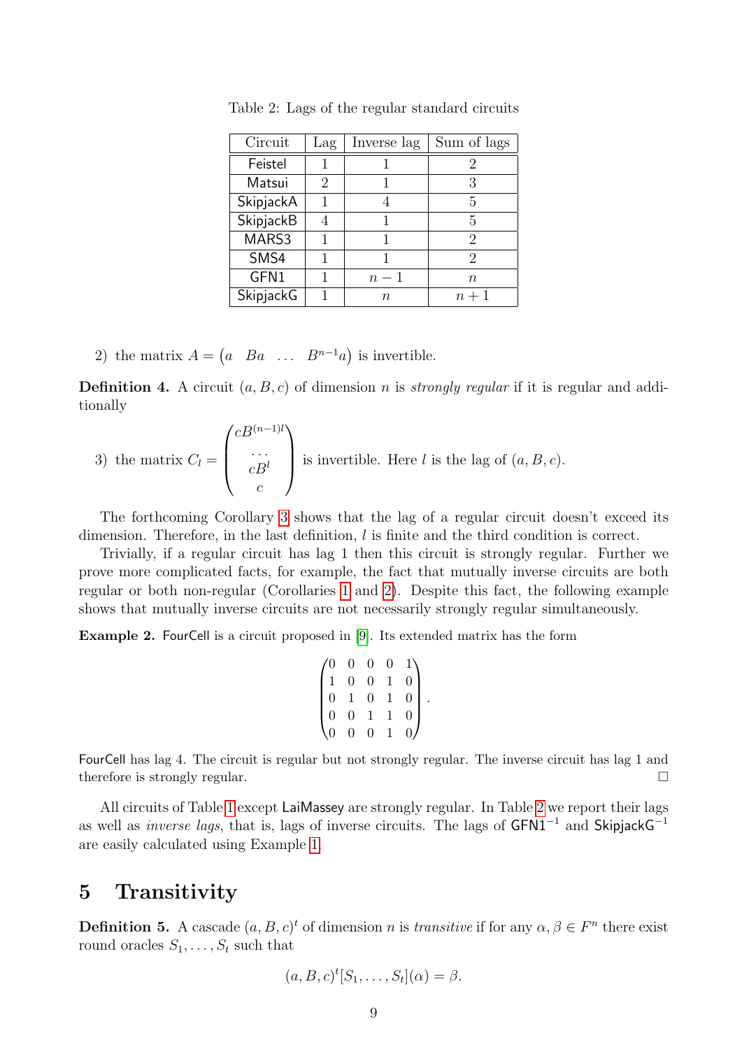Table 2: Lags of the regular standard circuits

| Circuit | Lag | Inverse lag | Sum of lags |
|---|---|---|---|
| Feistel | 1 | 1 | 2 |
| Matsui | 2 | 1 | 3 |
| SkipjackA | 1 | 4 | 5 |
| SkipjackB | 4 | 1 | 5 |
| MARS3 | 1 | 1 | 2 |
| SMS4 | 1 | 1 | 2 |
| GFN1 | 1 | $n-1$ | $n$ |
| SkipjackG | 1 | $n$ | $n+1$ |

2) the matrix $A = \begin{pmatrix} a & Ba & \dots & B^{n-1}a \end{pmatrix}$ is invertible.

**Definition 4.** A circuit $(a, B, c)$ of dimension $n$ is *strongly regular* if it is regular and additionally

3) the matrix $C_l = \begin{pmatrix} cB^{(n-1)l} \\ \dots \\ cB^l \\ c \end{pmatrix}$ is invertible. Here $l$ is the lag of $(a, B, c)$.

The forthcoming Corollary 3 shows that the lag of a regular circuit doesn't exceed its dimension. Therefore, in the last definition, $l$ is finite and the third condition is correct.

Trivially, if a regular circuit has lag 1 then this circuit is strongly regular. Further we prove more complicated facts, for example, the fact that mutually inverse circuits are both regular or both non-regular (Corollaries 1 and 2). Despite this fact, the following example shows that mutually inverse circuits are not necessarily strongly regular simultaneously.

**Example 2.** FourCell is a circuit proposed in [9]. Its extended matrix has the form

$$\begin{pmatrix} 0 & 0 & 0 & 0 & 1 \\ 1 & 0 & 0 & 1 & 0 \\ 0 & 1 & 0 & 1 & 0 \\ 0 & 0 & 1 & 1 & 0 \\ 0 & 0 & 0 & 1 & 0 \end{pmatrix}.$$

FourCell has lag 4. The circuit is regular but not strongly regular. The inverse circuit has lag 1 and therefore is strongly regular. □

All circuits of Table 1 except LaiMassey are strongly regular. In Table 2 we report their lags as well as *inverse lags*, that is, lags of inverse circuits. The lags of $\mathsf{GFN1}^{-1}$ and $\mathsf{SkipjackG}^{-1}$ are easily calculated using Example 1.

# 5 Transitivity

**Definition 5.** A cascade $(a, B, c)^t$ of dimension $n$ is *transitive* if for any $\alpha, \beta \in F^n$ there exist round oracles $S_1, \dots, S_t$ such that

$$(a, B, c)^t[S_1, \dots, S_t](\alpha) = \beta.$$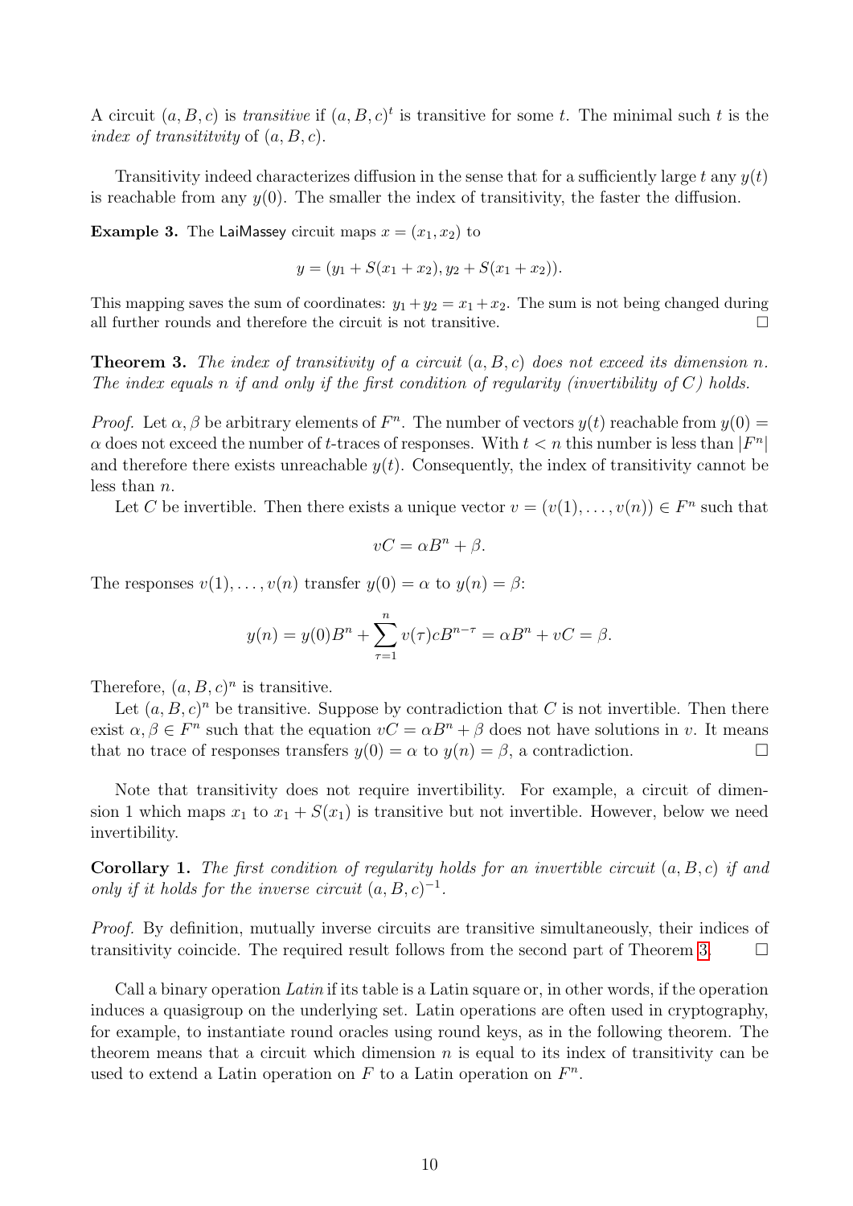A circuit $(a, B, c)$ is *transitive* if $(a, B, c)^t$ is transitive for some $t$. The minimal such $t$ is the *index of transititvity* of $(a, B, c)$.

Transitivity indeed characterizes diffusion in the sense that for a sufficiently large $t$ any $y(t)$ is reachable from any $y(0)$. The smaller the index of transitivity, the faster the diffusion.

**Example 3.** The LaiMassey circuit maps $x = (x_1, x_2)$ to

$$y = (y_1 + S(x_1 + x_2), y_2 + S(x_1 + x_2)).$$

This mapping saves the sum of coordinates: $y_1 + y_2 = x_1 + x_2$. The sum is not being changed during all further rounds and therefore the circuit is not transitive. □

**Theorem 3.** *The index of transitivity of a circuit $(a, B, c)$ does not exceed its dimension $n$. The index equals $n$ if and only if the first condition of regularity (invertibility of $C$) holds.*

*Proof.* Let $\alpha, \beta$ be arbitrary elements of $F^n$. The number of vectors $y(t)$ reachable from $y(0) = \alpha$ does not exceed the number of $t$-traces of responses. With $t < n$ this number is less than $|F^n|$ and therefore there exists unreachable $y(t)$. Consequently, the index of transitivity cannot be less than $n$.

Let $C$ be invertible. Then there exists a unique vector $v = (v(1), \ldots, v(n)) \in F^n$ such that

$$vC = \alpha B^n + \beta.$$

The responses $v(1), \ldots, v(n)$ transfer $y(0) = \alpha$ to $y(n) = \beta$:

$$y(n) = y(0)B^n + \sum_{\tau=1}^{n} v(\tau)cB^{n-\tau} = \alpha B^n + vC = \beta.$$

Therefore, $(a, B, c)^n$ is transitive.

Let $(a, B, c)^n$ be transitive. Suppose by contradiction that $C$ is not invertible. Then there exist $\alpha, \beta \in F^n$ such that the equation $vC = \alpha B^n + \beta$ does not have solutions in $v$. It means that no trace of responses transfers $y(0) = \alpha$ to $y(n) = \beta$, a contradiction. □

Note that transitivity does not require invertibility. For example, a circuit of dimension 1 which maps $x_1$ to $x_1 + S(x_1)$ is transitive but not invertible. However, below we need invertibility.

**Corollary 1.** *The first condition of regularity holds for an invertible circuit $(a, B, c)$ if and only if it holds for the inverse circuit $(a, B, c)^{-1}$.*

*Proof.* By definition, mutually inverse circuits are transitive simultaneously, their indices of transitivity coincide. The required result follows from the second part of Theorem 3. □

Call a binary operation *Latin* if its table is a Latin square or, in other words, if the operation induces a quasigroup on the underlying set. Latin operations are often used in cryptography, for example, to instantiate round oracles using round keys, as in the following theorem. The theorem means that a circuit which dimension $n$ is equal to its index of transitivity can be used to extend a Latin operation on $F$ to a Latin operation on $F^n$.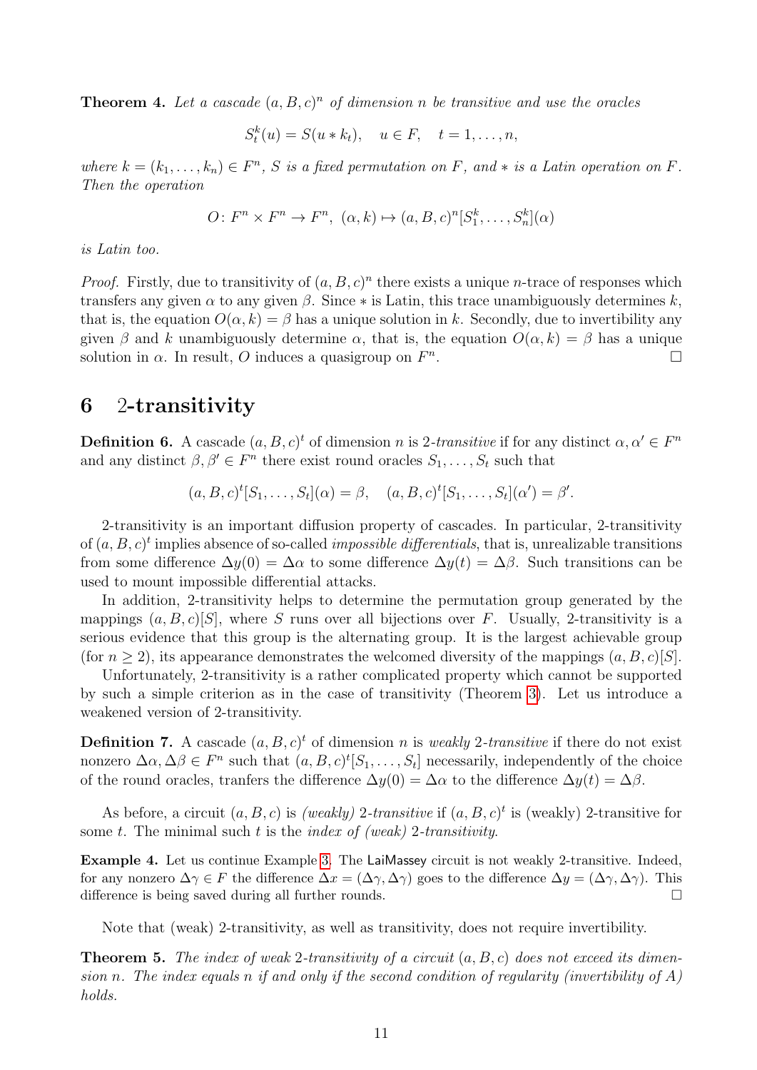**Theorem 4.** *Let a cascade $(a, B, c)^n$ of dimension $n$ be transitive and use the oracles*

$$S_t^k(u) = S(u * k_t), \quad u \in F, \quad t = 1, \ldots, n,$$

*where $k = (k_1, \ldots, k_n) \in F^n$, $S$ is a fixed permutation on $F$, and $*$ is a Latin operation on $F$. Then the operation*

$$O\colon F^n \times F^n \to F^n, \ (\alpha, k) \mapsto (a, B, c)^n[S_1^k, \ldots, S_n^k](\alpha)$$

*is Latin too.*

*Proof.* Firstly, due to transitivity of $(a, B, c)^n$ there exists a unique $n$-trace of responses which transfers any given $\alpha$ to any given $\beta$. Since $*$ is Latin, this trace unambiguously determines $k$, that is, the equation $O(\alpha, k) = \beta$ has a unique solution in $k$. Secondly, due to invertibility any given $\beta$ and $k$ unambiguously determine $\alpha$, that is, the equation $O(\alpha, k) = \beta$ has a unique solution in $\alpha$. In result, $O$ induces a quasigroup on $F^n$. $\square$

## 6 2-transitivity

**Definition 6.** A cascade $(a, B, c)^t$ of dimension $n$ is *2-transitive* if for any distinct $\alpha, \alpha' \in F^n$ and any distinct $\beta, \beta' \in F^n$ there exist round oracles $S_1, \ldots, S_t$ such that

$$(a, B, c)^t[S_1, \ldots, S_t](\alpha) = \beta, \quad (a, B, c)^t[S_1, \ldots, S_t](\alpha') = \beta'.$$

2-transitivity is an important diffusion property of cascades. In particular, 2-transitivity of $(a, B, c)^t$ implies absence of so-called *impossible differentials*, that is, unrealizable transitions from some difference $\Delta y(0) = \Delta\alpha$ to some difference $\Delta y(t) = \Delta\beta$. Such transitions can be used to mount impossible differential attacks.

In addition, 2-transitivity helps to determine the permutation group generated by the mappings $(a, B, c)[S]$, where $S$ runs over all bijections over $F$. Usually, 2-transitivity is a serious evidence that this group is the alternating group. It is the largest achievable group (for $n \geq 2$), its appearance demonstrates the welcomed diversity of the mappings $(a, B, c)[S]$.

Unfortunately, 2-transitivity is a rather complicated property which cannot be supported by such a simple criterion as in the case of transitivity (Theorem 3). Let us introduce a weakened version of 2-transitivity.

**Definition 7.** A cascade $(a, B, c)^t$ of dimension $n$ is *weakly 2-transitive* if there do not exist nonzero $\Delta\alpha, \Delta\beta \in F^n$ such that $(a, B, c)^t[S_1, \ldots, S_t]$ necessarily, independently of the choice of the round oracles, tranfers the difference $\Delta y(0) = \Delta\alpha$ to the difference $\Delta y(t) = \Delta\beta$.

As before, a circuit $(a, B, c)$ is *(weakly) 2-transitive* if $(a, B, c)^t$ is (weakly) 2-transitive for some $t$. The minimal such $t$ is the *index of (weak) 2-transitivity*.

**Example 4.** Let us continue Example 3. The LaiMassey circuit is not weakly 2-transitive. Indeed, for any nonzero $\Delta\gamma \in F$ the difference $\Delta x = (\Delta\gamma, \Delta\gamma)$ goes to the difference $\Delta y = (\Delta\gamma, \Delta\gamma)$. This difference is being saved during all further rounds. $\square$

Note that (weak) 2-transitivity, as well as transitivity, does not require invertibility.

**Theorem 5.** *The index of weak 2-transitivity of a circuit $(a, B, c)$ does not exceed its dimension $n$. The index equals $n$ if and only if the second condition of regularity (invertibility of $A$) holds.*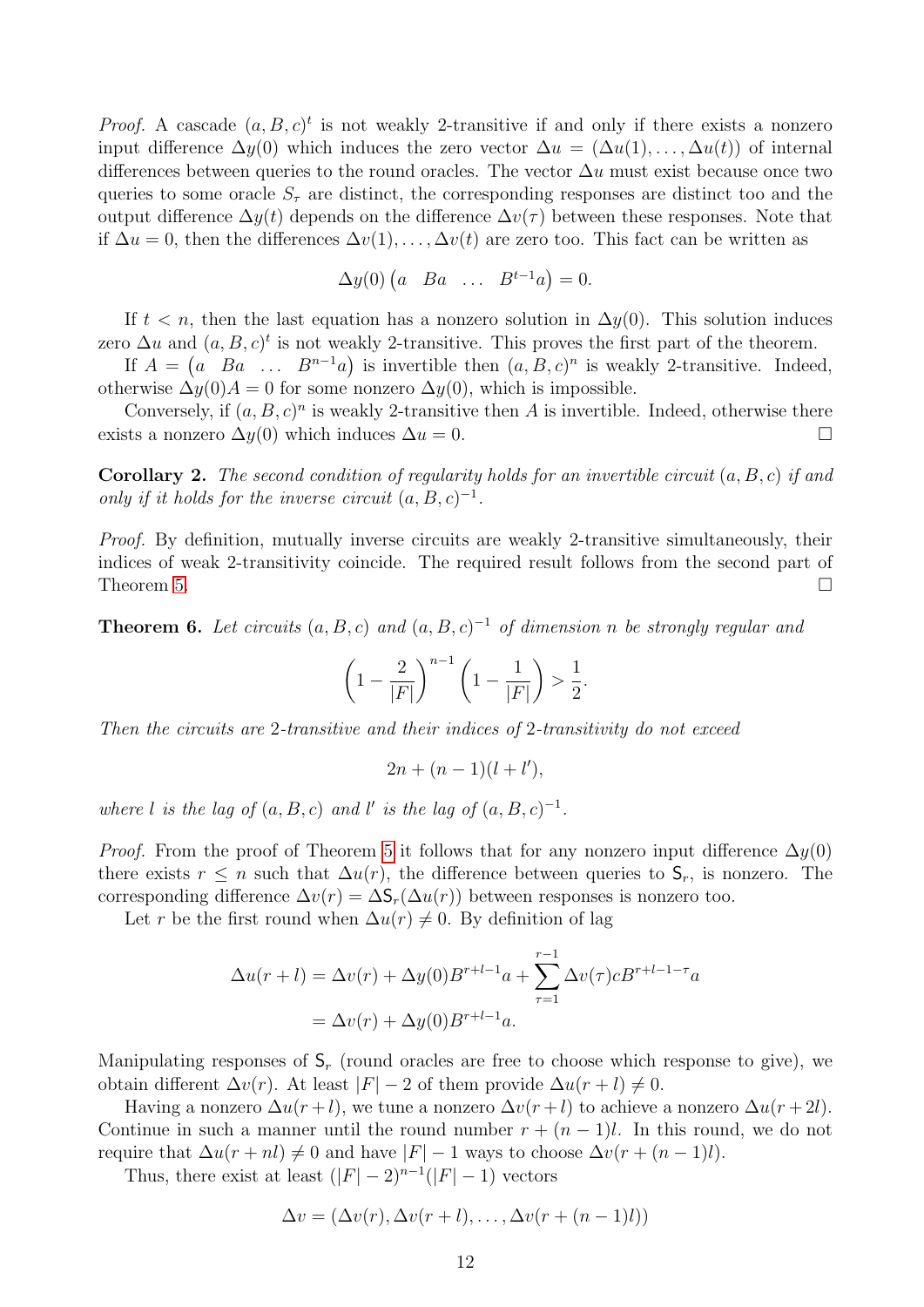*Proof.* A cascade $(a, B, c)^t$ is not weakly 2-transitive if and only if there exists a nonzero input difference $\Delta y(0)$ which induces the zero vector $\Delta u = (\Delta u(1), \ldots, \Delta u(t))$ of internal differences between queries to the round oracles. The vector $\Delta u$ must exist because once two queries to some oracle $S_\tau$ are distinct, the corresponding responses are distinct too and the output difference $\Delta y(t)$ depends on the difference $\Delta v(\tau)$ between these responses. Note that if $\Delta u = 0$, then the differences $\Delta v(1), \ldots, \Delta v(t)$ are zero too. This fact can be written as

$$\Delta y(0) \begin{pmatrix} a & Ba & \ldots & B^{t-1}a \end{pmatrix} = 0.$$

If $t < n$, then the last equation has a nonzero solution in $\Delta y(0)$. This solution induces zero $\Delta u$ and $(a, B, c)^t$ is not weakly 2-transitive. This proves the first part of the theorem.

If $A = \begin{pmatrix} a & Ba & \ldots & B^{n-1}a \end{pmatrix}$ is invertible then $(a, B, c)^n$ is weakly 2-transitive. Indeed, otherwise $\Delta y(0)A = 0$ for some nonzero $\Delta y(0)$, which is impossible.

Conversely, if $(a, B, c)^n$ is weakly 2-transitive then $A$ is invertible. Indeed, otherwise there exists a nonzero $\Delta y(0)$ which induces $\Delta u = 0$. □

**Corollary 2.** *The second condition of regularity holds for an invertible circuit $(a, B, c)$ if and only if it holds for the inverse circuit $(a, B, c)^{-1}$.*

*Proof.* By definition, mutually inverse circuits are weakly 2-transitive simultaneously, their indices of weak 2-transitivity coincide. The required result follows from the second part of Theorem 5. □

**Theorem 6.** *Let circuits $(a, B, c)$ and $(a, B, c)^{-1}$ of dimension $n$ be strongly regular and*

$$\left(1 - \frac{2}{|F|}\right)^{n-1} \left(1 - \frac{1}{|F|}\right) > \frac{1}{2}.$$

*Then the circuits are 2-transitive and their indices of 2-transitivity do not exceed*

$$2n + (n-1)(l + l'),$$

*where $l$ is the lag of $(a, B, c)$ and $l'$ is the lag of $(a, B, c)^{-1}$.*

*Proof.* From the proof of Theorem 5 it follows that for any nonzero input difference $\Delta y(0)$ there exists $r \leq n$ such that $\Delta u(r)$, the difference between queries to $\mathsf{S}_r$, is nonzero. The corresponding difference $\Delta v(r) = \Delta \mathsf{S}_r(\Delta u(r))$ between responses is nonzero too.

Let $r$ be the first round when $\Delta u(r) \neq 0$. By definition of lag

$$\begin{aligned}
\Delta u(r + l) &= \Delta v(r) + \Delta y(0) B^{r+l-1} a + \sum_{\tau=1}^{r-1} \Delta v(\tau) c B^{r+l-1-\tau} a \\
&= \Delta v(r) + \Delta y(0) B^{r+l-1} a.
\end{aligned}$$

Manipulating responses of $\mathsf{S}_r$ (round oracles are free to choose which response to give), we obtain different $\Delta v(r)$. At least $|F| - 2$ of them provide $\Delta u(r + l) \neq 0$.

Having a nonzero $\Delta u(r+l)$, we tune a nonzero $\Delta v(r+l)$ to achieve a nonzero $\Delta u(r+2l)$. Continue in such a manner until the round number $r + (n-1)l$. In this round, we do not require that $\Delta u(r + nl) \neq 0$ and have $|F| - 1$ ways to choose $\Delta v(r + (n-1)l)$.

Thus, there exist at least $(|F| - 2)^{n-1}(|F| - 1)$ vectors

$$\Delta v = (\Delta v(r), \Delta v(r + l), \ldots, \Delta v(r + (n-1)l))$$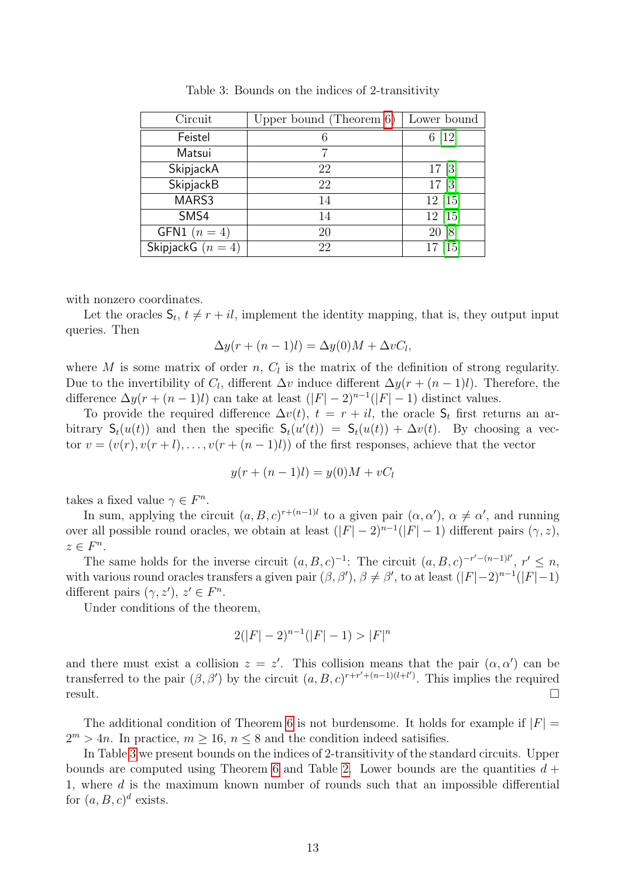Table 3: Bounds on the indices of 2-transitivity

| Circuit | Upper bound (Theorem 6) | Lower bound |
|---|---|---|
| Feistel | 6 | 6 [12] |
| Matsui | 7 | |
| SkipjackA | 22 | 17 [3] |
| SkipjackB | 22 | 17 [3] |
| MARS3 | 14 | 12 [15] |
| SMS4 | 14 | 12 [15] |
| GFN1 ($n = 4$) | 20 | 20 [8] |
| SkipjackG ($n = 4$) | 22 | 17 [15] |

with nonzero coordinates.

Let the oracles $\mathsf{S}_t$, $t \neq r + il$, implement the identity mapping, that is, they output input queries. Then

$$\Delta y(r + (n-1)l) = \Delta y(0)M + \Delta v C_l,$$

where $M$ is some matrix of order $n$, $C_l$ is the matrix of the definition of strong regularity. Due to the invertibility of $C_l$, different $\Delta v$ induce different $\Delta y(r + (n-1)l)$. Therefore, the difference $\Delta y(r + (n-1)l)$ can take at least $(|F| - 2)^{n-1}(|F| - 1)$ distinct values.

To provide the required difference $\Delta v(t)$, $t = r + il$, the oracle $\mathsf{S}_t$ first returns an arbitrary $\mathsf{S}_t(u(t))$ and then the specific $\mathsf{S}_t(u'(t)) = \mathsf{S}_t(u(t)) + \Delta v(t)$. By choosing a vector $v = (v(r), v(r + l), \ldots, v(r + (n-1)l))$ of the first responses, achieve that the vector

$$y(r + (n-1)l) = y(0)M + vC_l$$

takes a fixed value $\gamma \in F^n$.

In sum, applying the circuit $(a, B, c)^{r+(n-1)l}$ to a given pair $(\alpha, \alpha')$, $\alpha \neq \alpha'$, and running over all possible round oracles, we obtain at least $(|F| - 2)^{n-1}(|F| - 1)$ different pairs $(\gamma, z)$, $z \in F^n$.

The same holds for the inverse circuit $(a, B, c)^{-1}$: The circuit $(a, B, c)^{-r'-(n-1)l'}$, $r' \leq n$, with various round oracles transfers a given pair $(\beta, \beta')$, $\beta \neq \beta'$, to at least $(|F|-2)^{n-1}(|F|-1)$ different pairs $(\gamma, z')$, $z' \in F^n$.

Under conditions of the theorem,

$$2(|F| - 2)^{n-1}(|F| - 1) > |F|^n$$

and there must exist a collision $z = z'$. This collision means that the pair $(\alpha, \alpha')$ can be transferred to the pair $(\beta, \beta')$ by the circuit $(a, B, c)^{r+r'+(n-1)(l+l')}$. This implies the required result. □

The additional condition of Theorem 6 is not burdensome. It holds for example if $|F| = 2^m > 4n$. In practice, $m \geq 16$, $n \leq 8$ and the condition indeed satisifies.

In Table 3 we present bounds on the indices of 2-transitivity of the standard circuits. Upper bounds are computed using Theorem 6 and Table 2. Lower bounds are the quantities $d + 1$, where $d$ is the maximum known number of rounds such that an impossible differential for $(a, B, c)^d$ exists.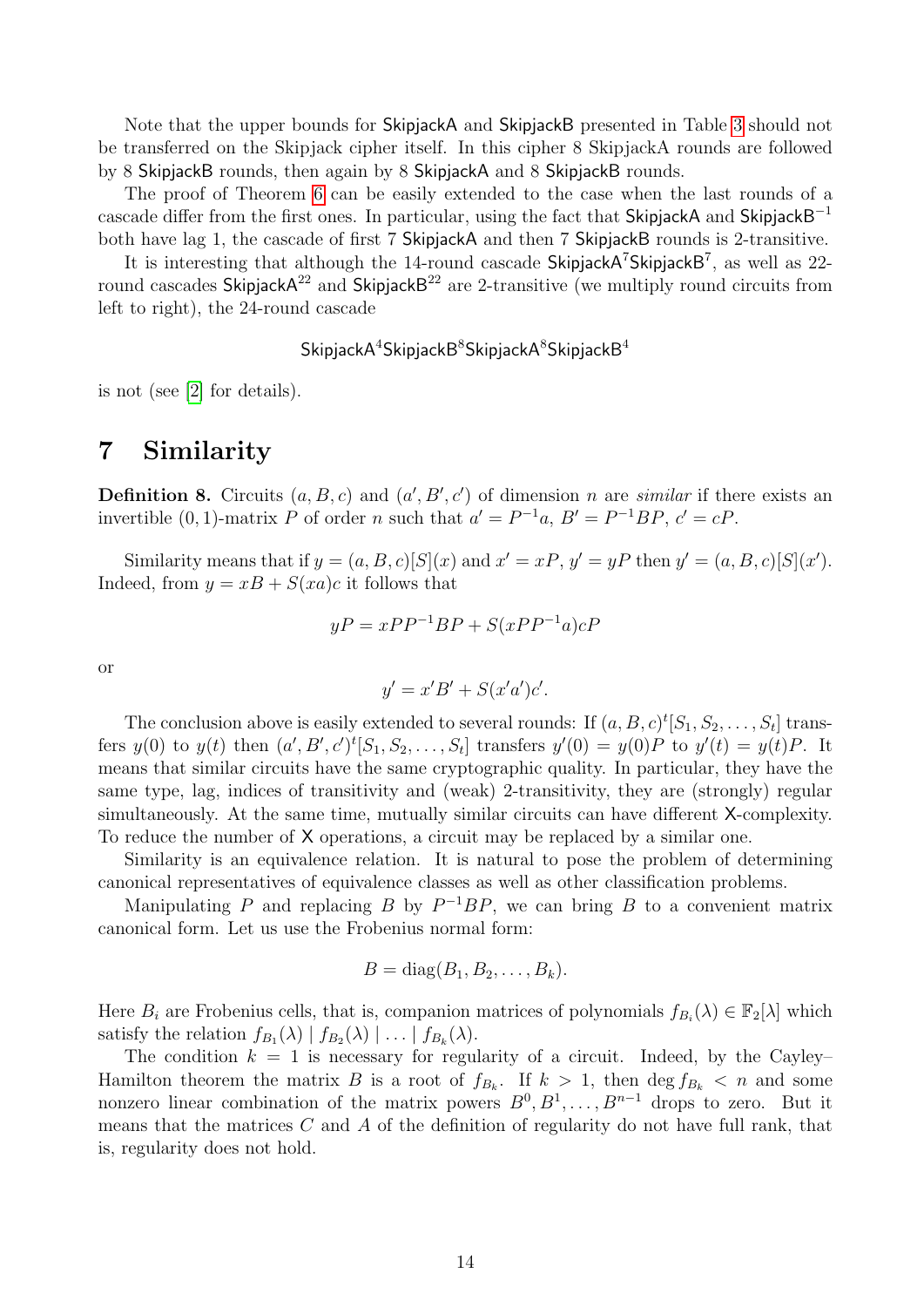Note that the upper bounds for SkipjackA and SkipjackB presented in Table 3 should not be transferred on the Skipjack cipher itself. In this cipher 8 SkipjackA rounds are followed by 8 SkipjackB rounds, then again by 8 SkipjackA and 8 SkipjackB rounds.

The proof of Theorem 6 can be easily extended to the case when the last rounds of a cascade differ from the first ones. In particular, using the fact that SkipjackA and $\mathsf{SkipjackB}^{-1}$ both have lag 1, the cascade of first 7 SkipjackA and then 7 SkipjackB rounds is 2-transitive.

It is interesting that although the 14-round cascade $\mathsf{SkipjackA}^7\mathsf{SkipjackB}^7$, as well as 22-round cascades $\mathsf{SkipjackA}^{22}$ and $\mathsf{SkipjackB}^{22}$ are 2-transitive (we multiply round circuits from left to right), the 24-round cascade

$$\mathsf{SkipjackA}^4\mathsf{SkipjackB}^8\mathsf{SkipjackA}^8\mathsf{SkipjackB}^4$$

is not (see [2] for details).

# 7 Similarity

**Definition 8.** Circuits $(a, B, c)$ and $(a', B', c')$ of dimension $n$ are *similar* if there exists an invertible $(0, 1)$-matrix $P$ of order $n$ such that $a' = P^{-1}a$, $B' = P^{-1}BP$, $c' = cP$.

Similarity means that if $y = (a, B, c)[S](x)$ and $x' = xP$, $y' = yP$ then $y' = (a, B, c)[S](x')$. Indeed, from $y = xB + S(xa)c$ it follows that

$$yP = xPP^{-1}BP + S(xPP^{-1}a)cP$$

or

$$y' = x'B' + S(x'a')c'.$$

The conclusion above is easily extended to several rounds: If $(a, B, c)^t[S_1, S_2, \ldots, S_t]$ transfers $y(0)$ to $y(t)$ then $(a', B', c')^t[S_1, S_2, \ldots, S_t]$ transfers $y'(0) = y(0)P$ to $y'(t) = y(t)P$. It means that similar circuits have the same cryptographic quality. In particular, they have the same type, lag, indices of transitivity and (weak) 2-transitivity, they are (strongly) regular simultaneously. At the same time, mutually similar circuits can have different X-complexity. To reduce the number of X operations, a circuit may be replaced by a similar one.

Similarity is an equivalence relation. It is natural to pose the problem of determining canonical representatives of equivalence classes as well as other classification problems.

Manipulating $P$ and replacing $B$ by $P^{-1}BP$, we can bring $B$ to a convenient matrix canonical form. Let us use the Frobenius normal form:

$$B = \operatorname{diag}(B_1, B_2, \ldots, B_k).$$

Here $B_i$ are Frobenius cells, that is, companion matrices of polynomials $f_{B_i}(\lambda) \in \mathbb{F}_2[\lambda]$ which satisfy the relation $f_{B_1}(\lambda) \mid f_{B_2}(\lambda) \mid \ldots \mid f_{B_k}(\lambda)$.

The condition $k = 1$ is necessary for regularity of a circuit. Indeed, by the Cayley–Hamilton theorem the matrix $B$ is a root of $f_{B_k}$. If $k > 1$, then $\deg f_{B_k} < n$ and some nonzero linear combination of the matrix powers $B^0, B^1, \ldots, B^{n-1}$ drops to zero. But it means that the matrices $C$ and $A$ of the definition of regularity do not have full rank, that is, regularity does not hold.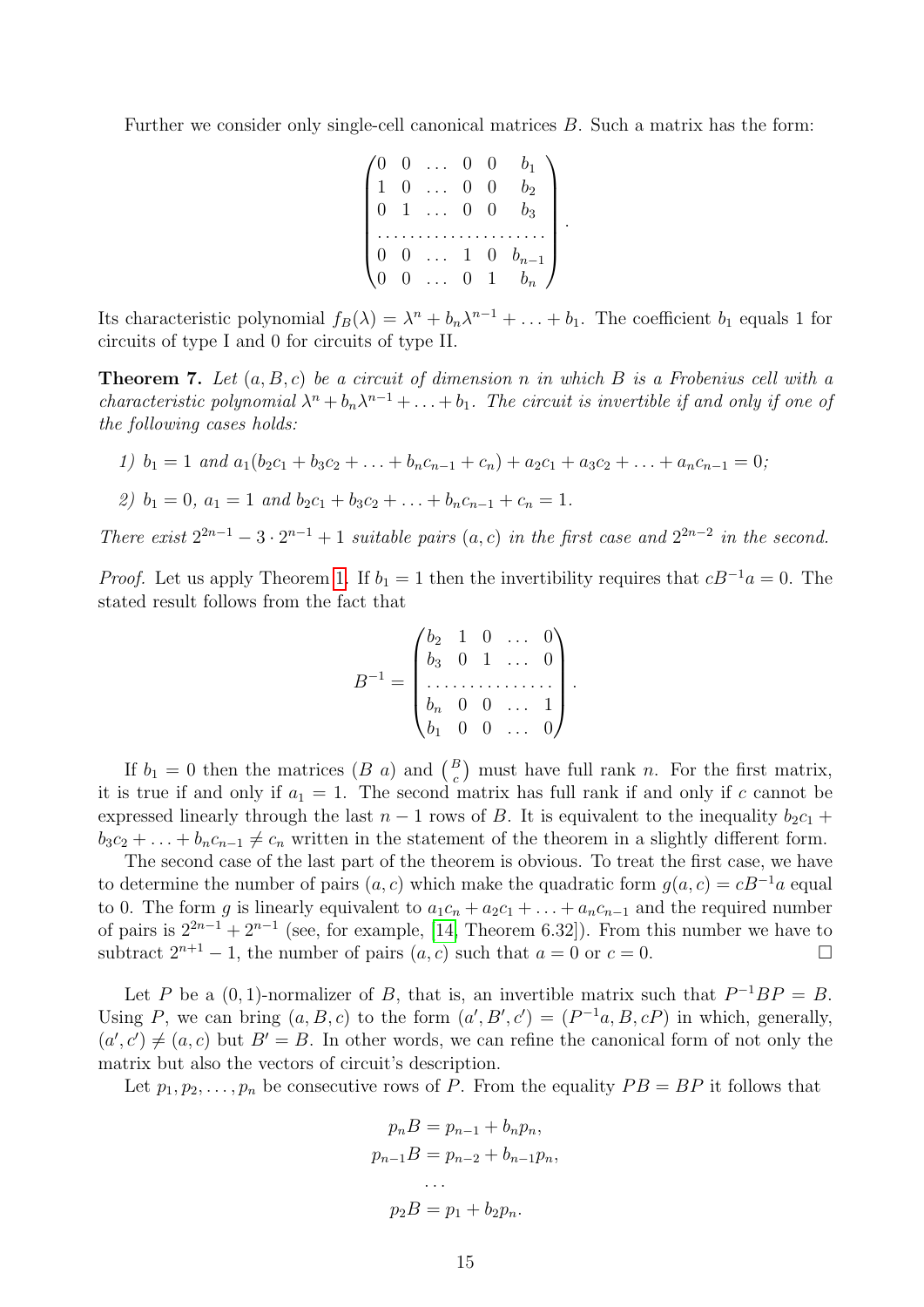Further we consider only single-cell canonical matrices $B$. Such a matrix has the form:

$$\begin{pmatrix} 0 & 0 & \dots & 0 & 0 & b_1 \\ 1 & 0 & \dots & 0 & 0 & b_2 \\ 0 & 1 & \dots & 0 & 0 & b_3 \\ \dots & \dots & \dots & \dots & \dots & \dots \\ 0 & 0 & \dots & 1 & 0 & b_{n-1} \\ 0 & 0 & \dots & 0 & 1 & b_n \end{pmatrix}.$$

Its characteristic polynomial $f_B(\lambda) = \lambda^n + b_n\lambda^{n-1} + \ldots + b_1$. The coefficient $b_1$ equals 1 for circuits of type I and 0 for circuits of type II.

**Theorem 7.** *Let $(a, B, c)$ be a circuit of dimension $n$ in which $B$ is a Frobenius cell with a characteristic polynomial $\lambda^n + b_n\lambda^{n-1} + \ldots + b_1$. The circuit is invertible if and only if one of the following cases holds:*

*1) $b_1 = 1$ and $a_1(b_2c_1 + b_3c_2 + \ldots + b_nc_{n-1} + c_n) + a_2c_1 + a_3c_2 + \ldots + a_nc_{n-1} = 0$;*

*2) $b_1 = 0$, $a_1 = 1$ and $b_2c_1 + b_3c_2 + \ldots + b_nc_{n-1} + c_n = 1$.*

*There exist $2^{2n-1} - 3 \cdot 2^{n-1} + 1$ suitable pairs $(a, c)$ in the first case and $2^{2n-2}$ in the second.*

*Proof.* Let us apply Theorem 1. If $b_1 = 1$ then the invertibility requires that $cB^{-1}a = 0$. The stated result follows from the fact that

$$B^{-1} = \begin{pmatrix} b_2 & 1 & 0 & \dots & 0 \\ b_3 & 0 & 1 & \dots & 0 \\ \dots & \dots & \dots & \dots & \dots \\ b_n & 0 & 0 & \dots & 1 \\ b_1 & 0 & 0 & \dots & 0 \end{pmatrix}.$$

If $b_1 = 0$ then the matrices $(B\ a)$ and $\binom{B}{c}$ must have full rank $n$. For the first matrix, it is true if and only if $a_1 = 1$. The second matrix has full rank if and only if $c$ cannot be expressed linearly through the last $n-1$ rows of $B$. It is equivalent to the inequality $b_2c_1 + b_3c_2 + \ldots + b_nc_{n-1} \neq c_n$ written in the statement of the theorem in a slightly different form.

The second case of the last part of the theorem is obvious. To treat the first case, we have to determine the number of pairs $(a, c)$ which make the quadratic form $g(a, c) = cB^{-1}a$ equal to 0. The form $g$ is linearly equivalent to $a_1c_n + a_2c_1 + \ldots + a_nc_{n-1}$ and the required number of pairs is $2^{2n-1} + 2^{n-1}$ (see, for example, [14, Theorem 6.32]). From this number we have to subtract $2^{n+1} - 1$, the number of pairs $(a, c)$ such that $a = 0$ or $c = 0$. $\square$

Let $P$ be a $(0,1)$-normalizer of $B$, that is, an invertible matrix such that $P^{-1}BP = B$. Using $P$, we can bring $(a, B, c)$ to the form $(a', B', c') = (P^{-1}a, B, cP)$ in which, generally, $(a', c') \neq (a, c)$ but $B' = B$. In other words, we can refine the canonical form of not only the matrix but also the vectors of circuit's description.

Let $p_1, p_2, \ldots, p_n$ be consecutive rows of $P$. From the equality $PB = BP$ it follows that

$$\begin{aligned} p_nB &= p_{n-1} + b_np_n, \\ p_{n-1}B &= p_{n-2} + b_{n-1}p_n, \\ &\dots \\ p_2B &= p_1 + b_2p_n. \end{aligned}$$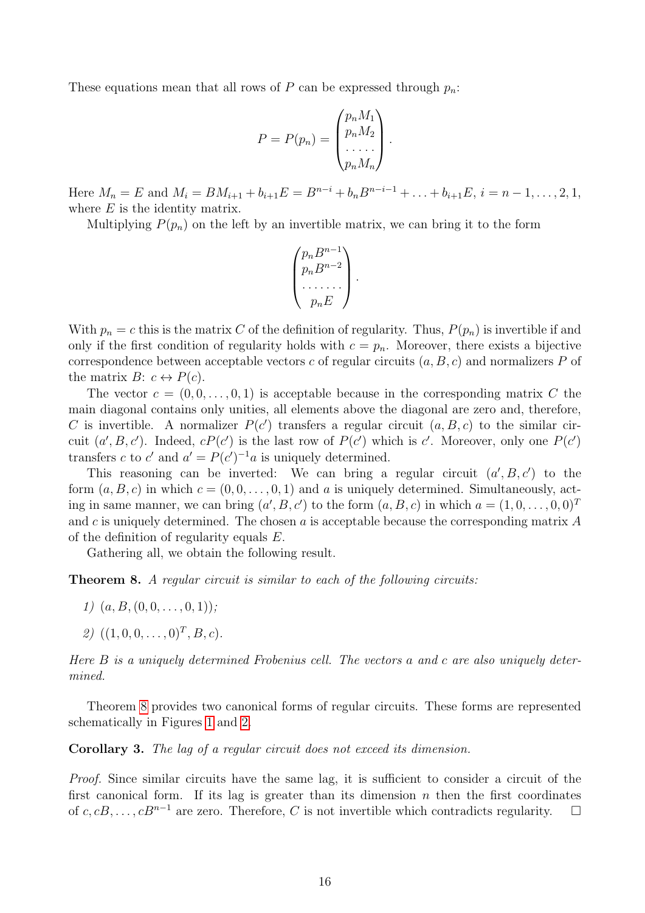These equations mean that all rows of $P$ can be expressed through $p_n$:

$$P = P(p_n) = \begin{pmatrix} p_n M_1 \\ p_n M_2 \\ \dots\dots \\ p_n M_n \end{pmatrix}.$$

Here $M_n = E$ and $M_i = BM_{i+1} + b_{i+1}E = B^{n-i} + b_n B^{n-i-1} + \ldots + b_{i+1}E$, $i = n-1, \ldots, 2, 1$, where $E$ is the identity matrix.

Multiplying $P(p_n)$ on the left by an invertible matrix, we can bring it to the form

$$\begin{pmatrix} p_n B^{n-1} \\ p_n B^{n-2} \\ \dots\dots\dots \\ p_n E \end{pmatrix}.$$

With $p_n = c$ this is the matrix $C$ of the definition of regularity. Thus, $P(p_n)$ is invertible if and only if the first condition of regularity holds with $c = p_n$. Moreover, there exists a bijective correspondence between acceptable vectors $c$ of regular circuits $(a, B, c)$ and normalizers $P$ of the matrix $B$: $c \leftrightarrow P(c)$.

The vector $c = (0, 0, \ldots, 0, 1)$ is acceptable because in the corresponding matrix $C$ the main diagonal contains only unities, all elements above the diagonal are zero and, therefore, $C$ is invertible. A normalizer $P(c')$ transfers a regular circuit $(a, B, c)$ to the similar circuit $(a', B, c')$. Indeed, $cP(c')$ is the last row of $P(c')$ which is $c'$. Moreover, only one $P(c')$ transfers $c$ to $c'$ and $a' = P(c')^{-1}a$ is uniquely determined.

This reasoning can be inverted: We can bring a regular circuit $(a', B, c')$ to the form $(a, B, c)$ in which $c = (0, 0, \ldots, 0, 1)$ and $a$ is uniquely determined. Simultaneously, acting in same manner, we can bring $(a', B, c')$ to the form $(a, B, c)$ in which $a = (1, 0, \ldots, 0, 0)^T$ and $c$ is uniquely determined. The chosen $a$ is acceptable because the corresponding matrix $A$ of the definition of regularity equals $E$.

Gathering all, we obtain the following result.

**Theorem 8.** *A regular circuit is similar to each of the following circuits:*

*1)* $(a, B, (0, 0, \ldots, 0, 1))$*;*

*2)* $((1, 0, 0, \ldots, 0)^T, B, c)$*.*

*Here $B$ is a uniquely determined Frobenius cell. The vectors $a$ and $c$ are also uniquely determined.*

Theorem 8 provides two canonical forms of regular circuits. These forms are represented schematically in Figures 1 and 2.

**Corollary 3.** *The lag of a regular circuit does not exceed its dimension.*

*Proof.* Since similar circuits have the same lag, it is sufficient to consider a circuit of the first canonical form. If its lag is greater than its dimension $n$ then the first coordinates of $c, cB, \ldots, cB^{n-1}$ are zero. Therefore, $C$ is not invertible which contradicts regularity. $\square$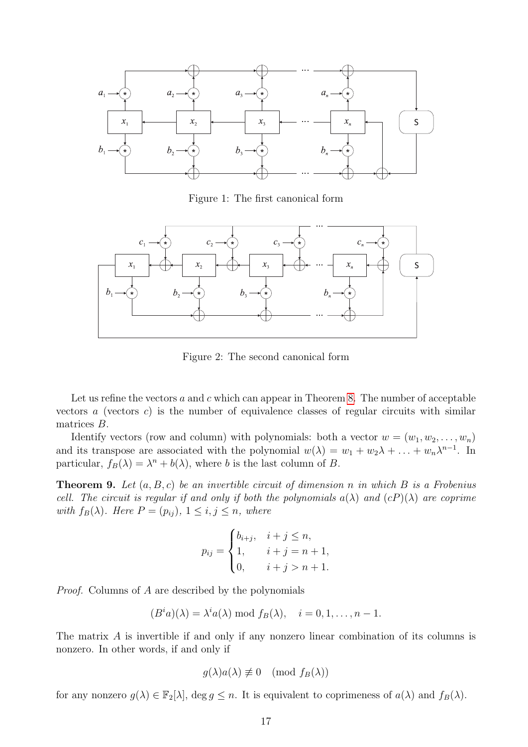Figure 1: The first canonical form

Figure 2: The second canonical form

Let us refine the vectors $a$ and $c$ which can appear in Theorem 8. The number of acceptable vectors $a$ (vectors $c$) is the number of equivalence classes of regular circuits with similar matrices $B$.

Identify vectors (row and column) with polynomials: both a vector $w = (w_1, w_2, \ldots, w_n)$ and its transpose are associated with the polynomial $w(\lambda) = w_1 + w_2\lambda + \ldots + w_n\lambda^{n-1}$. In particular, $f_B(\lambda) = \lambda^n + b(\lambda)$, where $b$ is the last column of $B$.

**Theorem 9.** *Let $(a, B, c)$ be an invertible circuit of dimension $n$ in which $B$ is a Frobenius cell. The circuit is regular if and only if both the polynomials $a(\lambda)$ and $(cP)(\lambda)$ are coprime with $f_B(\lambda)$. Here $P = (p_{ij})$, $1 \le i, j \le n$, where*

$$p_{ij} = \begin{cases} b_{i+j}, & i + j \le n, \\ 1, & i + j = n + 1, \\ 0, & i + j > n + 1. \end{cases}$$

*Proof.* Columns of $A$ are described by the polynomials

$$(B^i a)(\lambda) = \lambda^i a(\lambda) \bmod f_B(\lambda), \quad i = 0, 1, \ldots, n-1.$$

The matrix $A$ is invertible if and only if any nonzero linear combination of its columns is nonzero. In other words, if and only if

$$g(\lambda)a(\lambda) \not\equiv 0 \pmod{f_B(\lambda)}$$

for any nonzero $g(\lambda) \in \mathbb{F}_2[\lambda]$, $\deg g \le n$. It is equivalent to coprimeness of $a(\lambda)$ and $f_B(\lambda)$.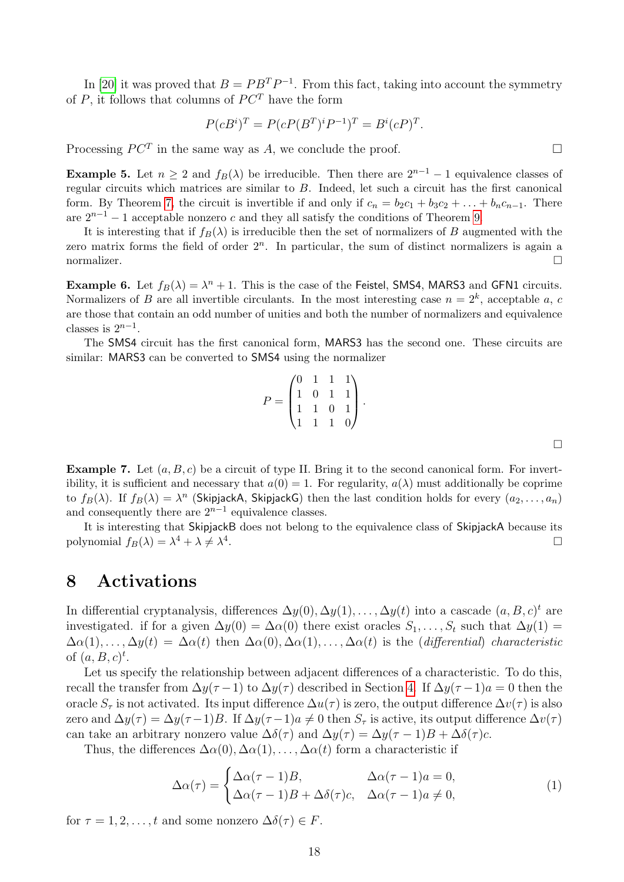In [20] it was proved that $B = PB^TP^{-1}$. From this fact, taking into account the symmetry of $P$, it follows that columns of $PC^T$ have the form

$$P(cB^i)^T = P(cP(B^T)^iP^{-1})^T = B^i(cP)^T.$$

Processing $PC^T$ in the same way as $A$, we conclude the proof. $\square$

**Example 5.** Let $n \geq 2$ and $f_B(\lambda)$ be irreducible. Then there are $2^{n-1} - 1$ equivalence classes of regular circuits which matrices are similar to $B$. Indeed, let such a circuit has the first canonical form. By Theorem 7, the circuit is invertible if and only if $c_n = b_2c_1 + b_3c_2 + \ldots + b_nc_{n-1}$. There are $2^{n-1} - 1$ acceptable nonzero $c$ and they all satisfy the conditions of Theorem 9.

It is interesting that if $f_B(\lambda)$ is irreducible then the set of normalizers of $B$ augmented with the zero matrix forms the field of order $2^n$. In particular, the sum of distinct normalizers is again a normalizer. $\square$

**Example 6.** Let $f_B(\lambda) = \lambda^n + 1$. This is the case of the Feistel, SMS4, MARS3 and GFN1 circuits. Normalizers of $B$ are all invertible circulants. In the most interesting case $n = 2^k$, acceptable $a$, $c$ are those that contain an odd number of unities and both the number of normalizers and equivalence classes is $2^{n-1}$.

The SMS4 circuit has the first canonical form, MARS3 has the second one. These circuits are similar: MARS3 can be converted to SMS4 using the normalizer

$$P = \begin{pmatrix} 0 & 1 & 1 & 1 \\ 1 & 0 & 1 & 1 \\ 1 & 1 & 0 & 1 \\ 1 & 1 & 1 & 0 \end{pmatrix}.$$

$\square$

**Example 7.** Let $(a, B, c)$ be a circuit of type II. Bring it to the second canonical form. For invertibility, it is sufficient and necessary that $a(0) = 1$. For regularity, $a(\lambda)$ must additionally be coprime to $f_B(\lambda)$. If $f_B(\lambda) = \lambda^n$ (SkipjackA, SkipjackG) then the last condition holds for every $(a_2, \ldots, a_n)$ and consequently there are $2^{n-1}$ equivalence classes.

It is interesting that SkipjackB does not belong to the equivalence class of SkipjackA because its polynomial $f_B(\lambda) = \lambda^4 + \lambda \neq \lambda^4$. $\square$

# 8 Activations

In differential cryptanalysis, differences $\Delta y(0), \Delta y(1), \ldots, \Delta y(t)$ into a cascade $(a, B, c)^t$ are investigated. if for a given $\Delta y(0) = \Delta\alpha(0)$ there exist oracles $S_1, \ldots, S_t$ such that $\Delta y(1) = \Delta\alpha(1), \ldots, \Delta y(t) = \Delta\alpha(t)$ then $\Delta\alpha(0), \Delta\alpha(1), \ldots, \Delta\alpha(t)$ is the (*differential*) *characteristic* of $(a, B, c)^t$.

Let us specify the relationship between adjacent differences of a characteristic. To do this, recall the transfer from $\Delta y(\tau - 1)$ to $\Delta y(\tau)$ described in Section 4. If $\Delta y(\tau - 1)a = 0$ then the oracle $S_\tau$ is not activated. Its input difference $\Delta u(\tau)$ is zero, the output difference $\Delta v(\tau)$ is also zero and $\Delta y(\tau) = \Delta y(\tau - 1)B$. If $\Delta y(\tau - 1)a \neq 0$ then $S_\tau$ is active, its output difference $\Delta v(\tau)$ can take an arbitrary nonzero value $\Delta\delta(\tau)$ and $\Delta y(\tau) = \Delta y(\tau - 1)B + \Delta\delta(\tau)c$.

Thus, the differences $\Delta\alpha(0), \Delta\alpha(1), \ldots, \Delta\alpha(t)$ form a characteristic if

$$\Delta\alpha(\tau) = \begin{cases} \Delta\alpha(\tau - 1)B, & \Delta\alpha(\tau - 1)a = 0, \\ \Delta\alpha(\tau - 1)B + \Delta\delta(\tau)c, & \Delta\alpha(\tau - 1)a \neq 0, \end{cases} \tag{1}$$

for $\tau = 1, 2, \ldots, t$ and some nonzero $\Delta\delta(\tau) \in F$.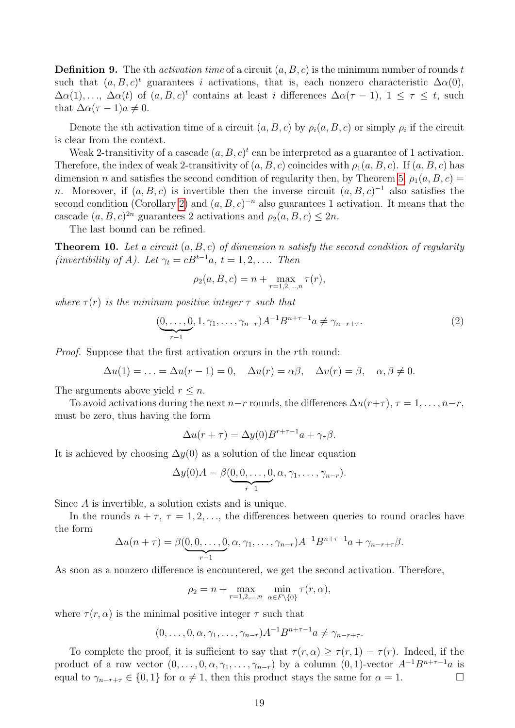**Definition 9.** The $i$th *activation time* of a circuit $(a, B, c)$ is the minimum number of rounds $t$ such that $(a, B, c)^t$ guarantees $i$ activations, that is, each nonzero characteristic $\Delta\alpha(0)$, $\Delta\alpha(1), \ldots, \Delta\alpha(t)$ of $(a, B, c)^t$ contains at least $i$ differences $\Delta\alpha(\tau - 1)$, $1 \leq \tau \leq t$, such that $\Delta\alpha(\tau - 1)a \neq 0$.

Denote the $i$th activation time of a circuit $(a, B, c)$ by $\rho_i(a, B, c)$ or simply $\rho_i$ if the circuit is clear from the context.

Weak 2-transitivity of a cascade $(a, B, c)^t$ can be interpreted as a guarantee of 1 activation. Therefore, the index of weak 2-transitivity of $(a, B, c)$ coincides with $\rho_1(a, B, c)$. If $(a, B, c)$ has dimension $n$ and satisfies the second condition of regularity then, by Theorem 5, $\rho_1(a, B, c) = n$. Moreover, if $(a, B, c)$ is invertible then the inverse circuit $(a, B, c)^{-1}$ also satisfies the second condition (Corollary 2) and $(a, B, c)^{-n}$ also guarantees 1 activation. It means that the cascade $(a, B, c)^{2n}$ guarantees 2 activations and $\rho_2(a, B, c) \leq 2n$.

The last bound can be refined.

**Theorem 10.** *Let a circuit $(a, B, c)$ of dimension $n$ satisfy the second condition of regularity (invertibility of $A$). Let $\gamma_t = cB^{t-1}a$, $t = 1, 2, \ldots$. Then*

$$\rho_2(a, B, c) = n + \max_{r=1,2,\ldots,n} \tau(r),$$

*where $\tau(r)$ is the mininum positive integer $\tau$ such that*

$$(\underbrace{0, \ldots, 0}_{r-1}, 1, \gamma_1, \ldots, \gamma_{n-r})A^{-1}B^{n+\tau-1}a \neq \gamma_{n-r+\tau}. \tag{2}$$

*Proof.* Suppose that the first activation occurs in the $r$th round:

$$\Delta u(1) = \ldots = \Delta u(r - 1) = 0, \quad \Delta u(r) = \alpha\beta, \quad \Delta v(r) = \beta, \quad \alpha, \beta \neq 0.$$

The arguments above yield $r \leq n$.

To avoid activations during the next $n-r$ rounds, the differences $\Delta u(r+\tau)$, $\tau = 1, \ldots, n-r$, must be zero, thus having the form

$$\Delta u(r + \tau) = \Delta y(0)B^{r+\tau-1}a + \gamma_\tau\beta.$$

It is achieved by choosing $\Delta y(0)$ as a solution of the linear equation

$$\Delta y(0)A = \beta(\underbrace{0, 0, \ldots, 0}_{r-1}, \alpha, \gamma_1, \ldots, \gamma_{n-r}).$$

Since $A$ is invertible, a solution exists and is unique.

In the rounds $n + \tau$, $\tau = 1, 2, \ldots$, the differences between queries to round oracles have the form

$$\Delta u(n + \tau) = \beta(\underbrace{0, 0, \ldots, 0}_{r-1}, \alpha, \gamma_1, \ldots, \gamma_{n-r})A^{-1}B^{n+\tau-1}a + \gamma_{n-r+\tau}\beta.$$

As soon as a nonzero difference is encountered, we get the second activation. Therefore,

$$\rho_2 = n + \max_{r=1,2,\ldots,n} \min_{\alpha \in F\setminus\{0\}} \tau(r, \alpha),$$

where $\tau(r, \alpha)$ is the minimal positive integer $\tau$ such that

$$(0, \ldots, 0, \alpha, \gamma_1, \ldots, \gamma_{n-r})A^{-1}B^{n+\tau-1}a \neq \gamma_{n-r+\tau}.$$

To complete the proof, it is sufficient to say that $\tau(r, \alpha) \geq \tau(r, 1) = \tau(r)$. Indeed, if the product of a row vector $(0, \ldots, 0, \alpha, \gamma_1, \ldots, \gamma_{n-r})$ by a column $(0, 1)$-vector $A^{-1}B^{n+\tau-1}a$ is equal to $\gamma_{n-r+\tau} \in \{0, 1\}$ for $\alpha \neq 1$, then this product stays the same for $\alpha = 1$. $\square$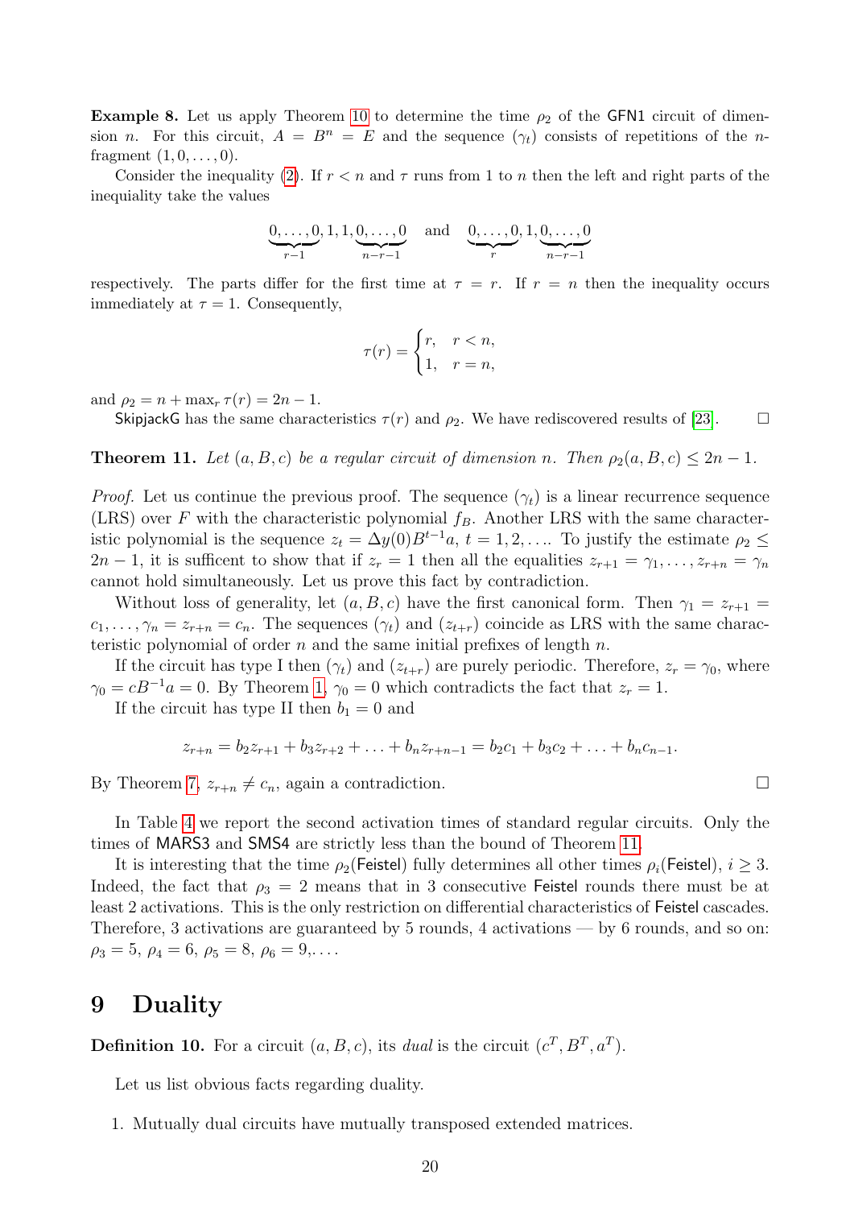**Example 8.** Let us apply Theorem 10 to determine the time $\rho_2$ of the GFN1 circuit of dimension $n$. For this circuit, $A = B^n = E$ and the sequence $(\gamma_t)$ consists of repetitions of the $n$-fragment $(1, 0, \ldots, 0)$.

Consider the inequality (2). If $r < n$ and $\tau$ runs from 1 to $n$ then the left and right parts of the inequiality take the values

$$\underbrace{0, \ldots, 0}_{r-1}, 1, 1, \underbrace{0, \ldots, 0}_{n-r-1} \quad \text{and} \quad \underbrace{0, \ldots, 0}_{r}, 1, \underbrace{0, \ldots, 0}_{n-r-1}$$

respectively. The parts differ for the first time at $\tau = r$. If $r = n$ then the inequality occurs immediately at $\tau = 1$. Consequently,

$$\tau(r) = \begin{cases} r, & r < n, \\ 1, & r = n, \end{cases}$$

and $\rho_2 = n + \max_r \tau(r) = 2n - 1$.

SkipjackG has the same characteristics $\tau(r)$ and $\rho_2$. We have rediscovered results of [23]. □

**Theorem 11.** *Let $(a, B, c)$ be a regular circuit of dimension $n$. Then $\rho_2(a, B, c) \leq 2n - 1$.*

*Proof.* Let us continue the previous proof. The sequence $(\gamma_t)$ is a linear recurrence sequence (LRS) over $F$ with the characteristic polynomial $f_B$. Another LRS with the same characteristic polynomial is the sequence $z_t = \Delta y(0) B^{t-1} a$, $t = 1, 2, \ldots$. To justify the estimate $\rho_2 \leq 2n - 1$, it is sufficent to show that if $z_r = 1$ then all the equalities $z_{r+1} = \gamma_1, \ldots, z_{r+n} = \gamma_n$ cannot hold simultaneously. Let us prove this fact by contradiction.

Without loss of generality, let $(a, B, c)$ have the first canonical form. Then $\gamma_1 = z_{r+1} = c_1, \ldots, \gamma_n = z_{r+n} = c_n$. The sequences $(\gamma_t)$ and $(z_{t+r})$ coincide as LRS with the same characteristic polynomial of order $n$ and the same initial prefixes of length $n$.

If the circuit has type I then $(\gamma_t)$ and $(z_{t+r})$ are purely periodic. Therefore, $z_r = \gamma_0$, where $\gamma_0 = c B^{-1} a = 0$. By Theorem 1, $\gamma_0 = 0$ which contradicts the fact that $z_r = 1$.

If the circuit has type II then $b_1 = 0$ and

$$z_{r+n} = b_2 z_{r+1} + b_3 z_{r+2} + \ldots + b_n z_{r+n-1} = b_2 c_1 + b_3 c_2 + \ldots + b_n c_{n-1}.$$

By Theorem 7, $z_{r+n} \neq c_n$, again a contradiction. □

In Table 4 we report the second activation times of standard regular circuits. Only the times of MARS3 and SMS4 are strictly less than the bound of Theorem 11.

It is interesting that the time $\rho_2$(Feistel) fully determines all other times $\rho_i$(Feistel), $i \geq 3$. Indeed, the fact that $\rho_3 = 2$ means that in 3 consecutive Feistel rounds there must be at least 2 activations. This is the only restriction on differential characteristics of Feistel cascades. Therefore, 3 activations are guaranteed by 5 rounds, 4 activations — by 6 rounds, and so on: $\rho_3 = 5$, $\rho_4 = 6$, $\rho_5 = 8$, $\rho_6 = 9, \ldots$.

# 9 Duality

**Definition 10.** For a circuit $(a, B, c)$, its *dual* is the circuit $(c^T, B^T, a^T)$.

Let us list obvious facts regarding duality.

1. Mutually dual circuits have mutually transposed extended matrices.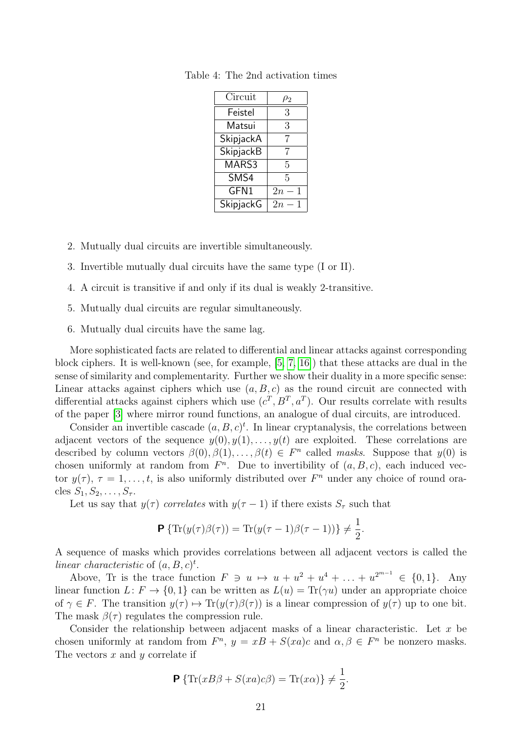Table 4: The 2nd activation times

| Circuit | $\rho_2$ |
|---|---|
| Feistel | 3 |
| Matsui | 3 |
| SkipjackA | 7 |
| SkipjackB | 7 |
| MARS3 | 5 |
| SMS4 | 5 |
| GFN1 | $2n-1$ |
| SkipjackG | $2n-1$ |

2. Mutually dual circuits are invertible simultaneously.
3. Invertible mutually dual circuits have the same type (I or II).
4. A circuit is transitive if and only if its dual is weakly 2-transitive.
5. Mutually dual circuits are regular simultaneously.
6. Mutually dual circuits have the same lag.

More sophisticated facts are related to differential and linear attacks against corresponding block ciphers. It is well-known (see, for example, [5, 7, 16]) that these attacks are dual in the sense of similarity and complementarity. Further we show their duality in a more specific sense: Linear attacks against ciphers which use $(a, B, c)$ as the round circuit are connected with differential attacks against ciphers which use $(c^T, B^T, a^T)$. Our results correlate with results of the paper [3] where mirror round functions, an analogue of dual circuits, are introduced.

Consider an invertible cascade $(a, B, c)^t$. In linear cryptanalysis, the correlations between adjacent vectors of the sequence $y(0), y(1), \ldots, y(t)$ are exploited. These correlations are described by column vectors $\beta(0), \beta(1), \ldots, \beta(t) \in F^n$ called *masks*. Suppose that $y(0)$ is chosen uniformly at random from $F^n$. Due to invertibility of $(a, B, c)$, each induced vector $y(\tau)$, $\tau = 1, \ldots, t$, is also uniformly distributed over $F^n$ under any choice of round oracles $S_1, S_2, \ldots, S_\tau$.

Let us say that $y(\tau)$ *correlates* with $y(\tau - 1)$ if there exists $S_\tau$ such that

$$\mathbf{P}\left\{\mathrm{Tr}(y(\tau)\beta(\tau)) = \mathrm{Tr}(y(\tau-1)\beta(\tau-1))\right\} \neq \frac{1}{2}.$$

A sequence of masks which provides correlations between all adjacent vectors is called the *linear characteristic* of $(a, B, c)^t$.

Above, Tr is the trace function $F \ni u \mapsto u + u^2 + u^4 + \ldots + u^{2^{m-1}} \in \{0, 1\}$. Any linear function $L\colon F \to \{0, 1\}$ can be written as $L(u) = \mathrm{Tr}(\gamma u)$ under an appropriate choice of $\gamma \in F$. The transition $y(\tau) \mapsto \mathrm{Tr}(y(\tau)\beta(\tau))$ is a linear compression of $y(\tau)$ up to one bit. The mask $\beta(\tau)$ regulates the compression rule.

Consider the relationship between adjacent masks of a linear characteristic. Let $x$ be chosen uniformly at random from $F^n$, $y = xB + S(xa)c$ and $\alpha, \beta \in F^n$ be nonzero masks. The vectors $x$ and $y$ correlate if

$$\mathbf{P}\left\{\mathrm{Tr}(xB\beta + S(xa)c\beta) = \mathrm{Tr}(x\alpha)\right\} \neq \frac{1}{2}.$$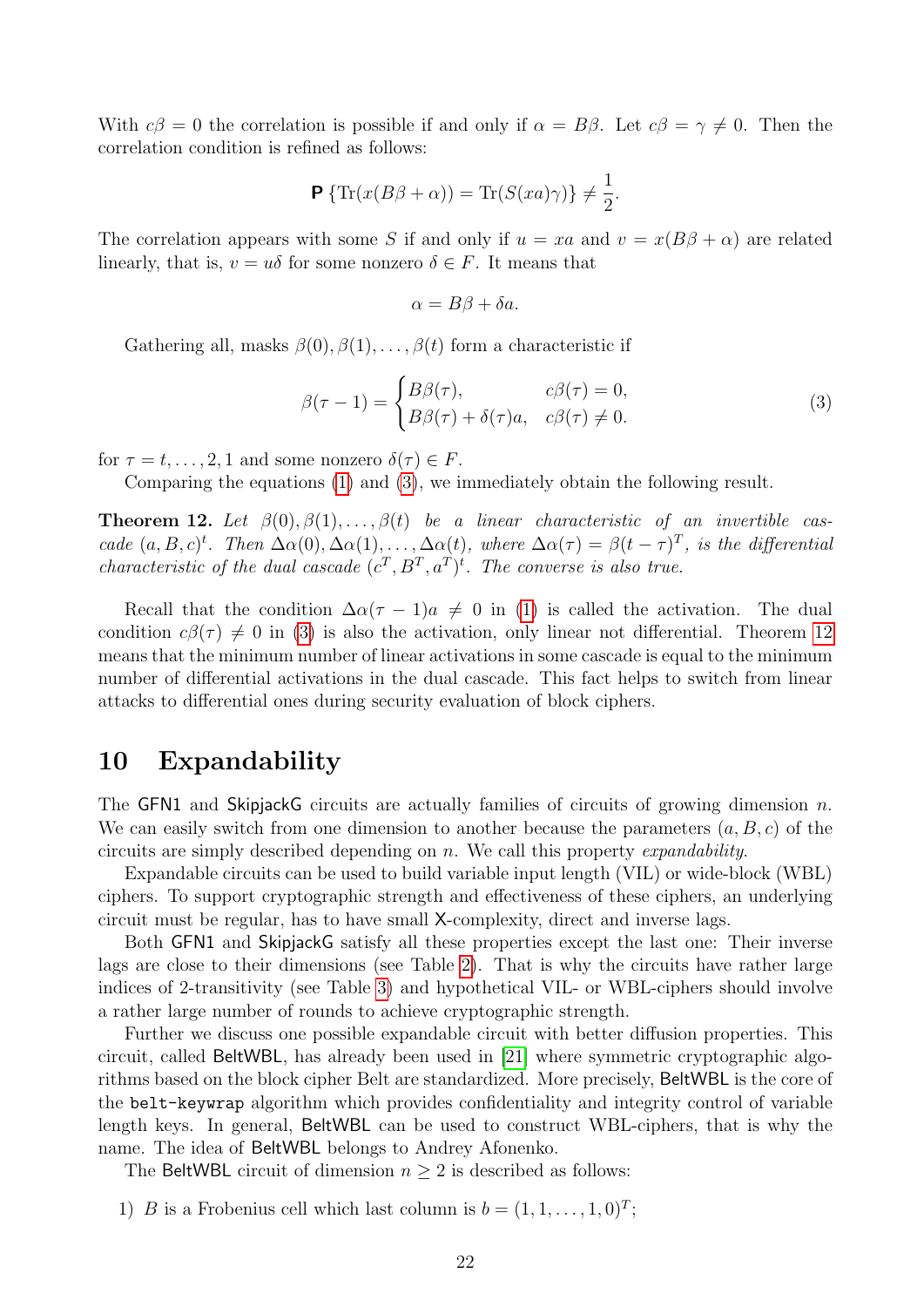With $c\beta = 0$ the correlation is possible if and only if $\alpha = B\beta$. Let $c\beta = \gamma \neq 0$. Then the correlation condition is refined as follows:

$$\mathbf{P}\left\{\mathrm{Tr}(x(B\beta + \alpha)) = \mathrm{Tr}(S(xa)\gamma)\right\} \neq \frac{1}{2}.$$

The correlation appears with some $S$ if and only if $u = xa$ and $v = x(B\beta + \alpha)$ are related linearly, that is, $v = u\delta$ for some nonzero $\delta \in F$. It means that

$$\alpha = B\beta + \delta a.$$

Gathering all, masks $\beta(0), \beta(1), \ldots, \beta(t)$ form a characteristic if

$$\beta(\tau - 1) = \begin{cases} B\beta(\tau), & c\beta(\tau) = 0, \\ B\beta(\tau) + \delta(\tau)a, & c\beta(\tau) \neq 0. \end{cases} \tag{3}$$

for $\tau = t, \ldots, 2, 1$ and some nonzero $\delta(\tau) \in F$.

Comparing the equations (1) and (3), we immediately obtain the following result.

**Theorem 12.** *Let $\beta(0), \beta(1), \ldots, \beta(t)$ be a linear characteristic of an invertible cascade $(a, B, c)^t$. Then $\Delta\alpha(0), \Delta\alpha(1), \ldots, \Delta\alpha(t)$, where $\Delta\alpha(\tau) = \beta(t - \tau)^T$, is the differential characteristic of the dual cascade $(c^T, B^T, a^T)^t$. The converse is also true.*

Recall that the condition $\Delta\alpha(\tau - 1)a \neq 0$ in (1) is called the activation. The dual condition $c\beta(\tau) \neq 0$ in (3) is also the activation, only linear not differential. Theorem 12 means that the minimum number of linear activations in some cascade is equal to the minimum number of differential activations in the dual cascade. This fact helps to switch from linear attacks to differential ones during security evaluation of block ciphers.

# 10 Expandability

The GFN1 and SkipjackG circuits are actually families of circuits of growing dimension $n$. We can easily switch from one dimension to another because the parameters $(a, B, c)$ of the circuits are simply described depending on $n$. We call this property *expandability*.

Expandable circuits can be used to build variable input length (VIL) or wide-block (WBL) ciphers. To support cryptographic strength and effectiveness of these ciphers, an underlying circuit must be regular, has to have small X-complexity, direct and inverse lags.

Both GFN1 and SkipjackG satisfy all these properties except the last one: Their inverse lags are close to their dimensions (see Table 2). That is why the circuits have rather large indices of 2-transitivity (see Table 3) and hypothetical VIL- or WBL-ciphers should involve a rather large number of rounds to achieve cryptographic strength.

Further we discuss one possible expandable circuit with better diffusion properties. This circuit, called BeltWBL, has already been used in [21] where symmetric cryptographic algorithms based on the block cipher Belt are standardized. More precisely, BeltWBL is the core of the `belt-keywrap` algorithm which provides confidentiality and integrity control of variable length keys. In general, BeltWBL can be used to construct WBL-ciphers, that is why the name. The idea of BeltWBL belongs to Andrey Afonenko.

The BeltWBL circuit of dimension $n \geq 2$ is described as follows:

1) $B$ is a Frobenius cell which last column is $b = (1, 1, \ldots, 1, 0)^T$;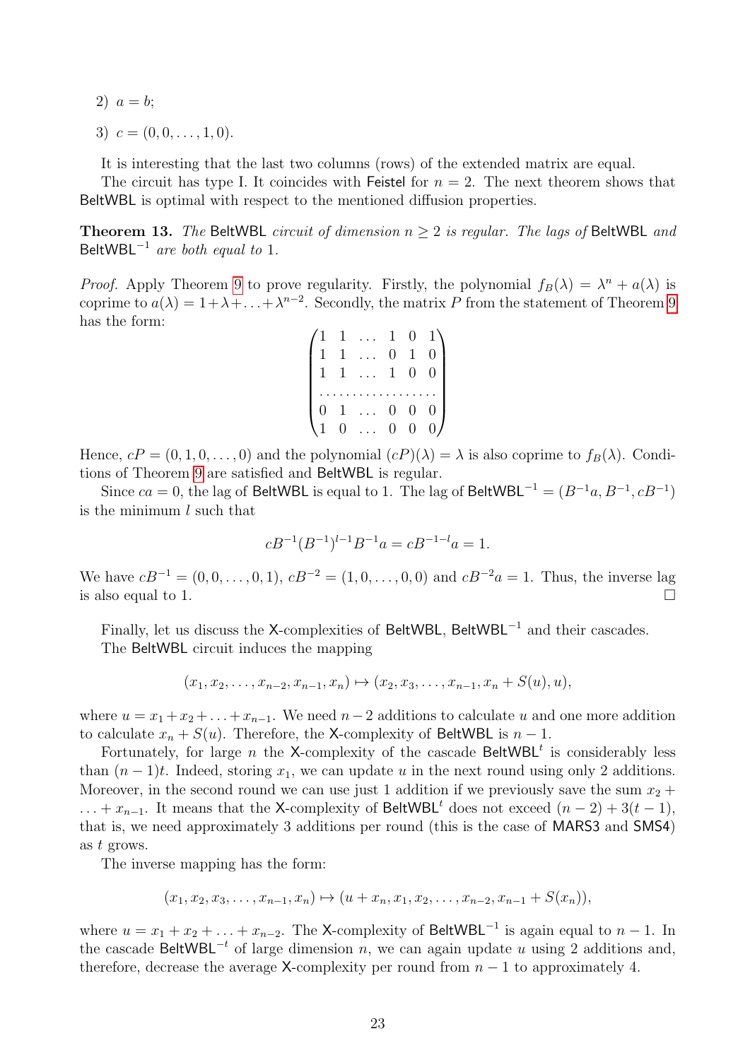2) $a = b$;

3) $c = (0, 0, \ldots, 1, 0)$.

It is interesting that the last two columns (rows) of the extended matrix are equal.

The circuit has type I. It coincides with Feistel for $n = 2$. The next theorem shows that BeltWBL is optimal with respect to the mentioned diffusion properties.

**Theorem 13.** *The* BeltWBL *circuit of dimension* $n \geq 2$ *is regular. The lags of* BeltWBL *and* $\mathsf{BeltWBL}^{-1}$ *are both equal to* 1.

*Proof.* Apply Theorem 9 to prove regularity. Firstly, the polynomial $f_B(\lambda) = \lambda^n + a(\lambda)$ is coprime to $a(\lambda) = 1 + \lambda + \ldots + \lambda^{n-2}$. Secondly, the matrix $P$ from the statement of Theorem 9 has the form:

$$\begin{pmatrix} 1 & 1 & \ldots & 1 & 0 & 1 \\ 1 & 1 & \ldots & 0 & 1 & 0 \\ 1 & 1 & \ldots & 1 & 0 & 0 \\ \ldots & \ldots & \ldots & \ldots & \ldots & \ldots \\ 0 & 1 & \ldots & 0 & 0 & 0 \\ 1 & 0 & \ldots & 0 & 0 & 0 \end{pmatrix}$$

Hence, $cP = (0, 1, 0, \ldots, 0)$ and the polynomial $(cP)(\lambda) = \lambda$ is also coprime to $f_B(\lambda)$. Conditions of Theorem 9 are satisfied and BeltWBL is regular.

Since $ca = 0$, the lag of BeltWBL is equal to 1. The lag of $\mathsf{BeltWBL}^{-1} = (B^{-1}a, B^{-1}, cB^{-1})$ is the minimum $l$ such that

$$cB^{-1}(B^{-1})^{l-1}B^{-1}a = cB^{-1-l}a = 1.$$

We have $cB^{-1} = (0, 0, \ldots, 0, 1)$, $cB^{-2} = (1, 0, \ldots, 0, 0)$ and $cB^{-2}a = 1$. Thus, the inverse lag is also equal to 1. $\square$

Finally, let us discuss the X-complexities of BeltWBL, $\mathsf{BeltWBL}^{-1}$ and their cascades.

The BeltWBL circuit induces the mapping

$$(x_1, x_2, \ldots, x_{n-2}, x_{n-1}, x_n) \mapsto (x_2, x_3, \ldots, x_{n-1}, x_n + S(u), u),$$

where $u = x_1 + x_2 + \ldots + x_{n-1}$. We need $n - 2$ additions to calculate $u$ and one more addition to calculate $x_n + S(u)$. Therefore, the X-complexity of BeltWBL is $n - 1$.

Fortunately, for large $n$ the X-complexity of the cascade $\mathsf{BeltWBL}^t$ is considerably less than $(n-1)t$. Indeed, storing $x_1$, we can update $u$ in the next round using only 2 additions. Moreover, in the second round we can use just 1 addition if we previously save the sum $x_2 + \ldots + x_{n-1}$. It means that the X-complexity of $\mathsf{BeltWBL}^t$ does not exceed $(n-2) + 3(t-1)$, that is, we need approximately 3 additions per round (this is the case of MARS3 and SMS4) as $t$ grows.

The inverse mapping has the form:

$$(x_1, x_2, x_3, \ldots, x_{n-1}, x_n) \mapsto (u + x_n, x_1, x_2, \ldots, x_{n-2}, x_{n-1} + S(x_n)),$$

where $u = x_1 + x_2 + \ldots + x_{n-2}$. The X-complexity of $\mathsf{BeltWBL}^{-1}$ is again equal to $n - 1$. In the cascade $\mathsf{BeltWBL}^{-t}$ of large dimension $n$, we can again update $u$ using 2 additions and, therefore, decrease the average X-complexity per round from $n - 1$ to approximately 4.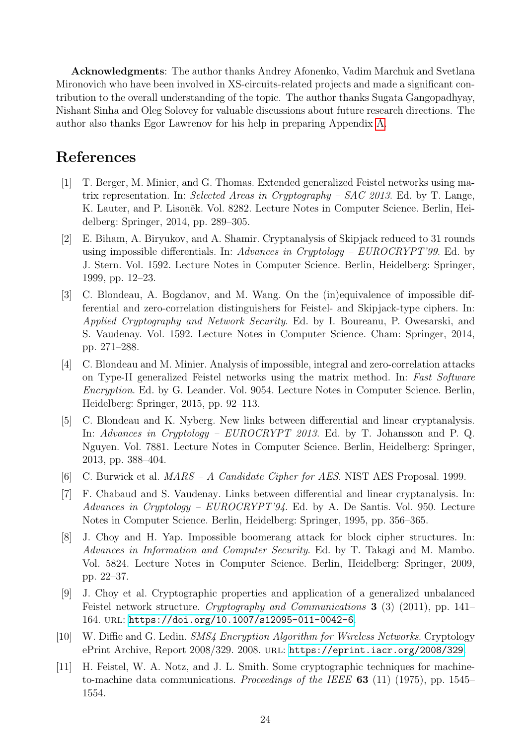**Acknowledgments**: The author thanks Andrey Afonenko, Vadim Marchuk and Svetlana Mironovich who have been involved in XS-circuits-related projects and made a significant contribution to the overall understanding of the topic. The author thanks Sugata Gangopadhyay, Nishant Sinha and Oleg Solovey for valuable discussions about future research directions. The author also thanks Egor Lawrenov for his help in preparing Appendix A.

## References

[1] T. Berger, M. Minier, and G. Thomas. Extended generalized Feistel networks using matrix representation. In: *Selected Areas in Cryptography – SAC 2013*. Ed. by T. Lange, K. Lauter, and P. Lisoněk. Vol. 8282. Lecture Notes in Computer Science. Berlin, Heidelberg: Springer, 2014, pp. 289–305.

[2] E. Biham, A. Biryukov, and A. Shamir. Cryptanalysis of Skipjack reduced to 31 rounds using impossible differentials. In: *Advances in Cryptology – EUROCRYPT'99*. Ed. by J. Stern. Vol. 1592. Lecture Notes in Computer Science. Berlin, Heidelberg: Springer, 1999, pp. 12–23.

[3] C. Blondeau, A. Bogdanov, and M. Wang. On the (in)equivalence of impossible differential and zero-correlation distinguishers for Feistel- and Skipjack-type ciphers. In: *Applied Cryptography and Network Security*. Ed. by I. Boureanu, P. Owesarski, and S. Vaudenay. Vol. 1592. Lecture Notes in Computer Science. Cham: Springer, 2014, pp. 271–288.

[4] C. Blondeau and M. Minier. Analysis of impossible, integral and zero-correlation attacks on Type-II generalized Feistel networks using the matrix method. In: *Fast Software Encryption*. Ed. by G. Leander. Vol. 9054. Lecture Notes in Computer Science. Berlin, Heidelberg: Springer, 2015, pp. 92–113.

[5] C. Blondeau and K. Nyberg. New links between differential and linear cryptanalysis. In: *Advances in Cryptology – EUROCRYPT 2013*. Ed. by T. Johansson and P. Q. Nguyen. Vol. 7881. Lecture Notes in Computer Science. Berlin, Heidelberg: Springer, 2013, pp. 388–404.

[6] C. Burwick et al. *MARS – A Candidate Cipher for AES*. NIST AES Proposal. 1999.

[7] F. Chabaud and S. Vaudenay. Links between differential and linear cryptanalysis. In: *Advances in Cryptology – EUROCRYPT'94*. Ed. by A. De Santis. Vol. 950. Lecture Notes in Computer Science. Berlin, Heidelberg: Springer, 1995, pp. 356–365.

[8] J. Choy and H. Yap. Impossible boomerang attack for block cipher structures. In: *Advances in Information and Computer Security*. Ed. by T. Takagi and M. Mambo. Vol. 5824. Lecture Notes in Computer Science. Berlin, Heidelberg: Springer, 2009, pp. 22–37.

[9] J. Choy et al. Cryptographic properties and application of a generalized unbalanced Feistel network structure. *Cryptography and Communications* **3** (3) (2011), pp. 141–164. URL: https://doi.org/10.1007/s12095-011-0042-6.

[10] W. Diffie and G. Ledin. *SMS4 Encryption Algorithm for Wireless Networks*. Cryptology ePrint Archive, Report 2008/329. 2008. URL: https://eprint.iacr.org/2008/329.

[11] H. Feistel, W. A. Notz, and J. L. Smith. Some cryptographic techniques for machine-to-machine data communications. *Proceedings of the IEEE* **63** (11) (1975), pp. 1545–1554.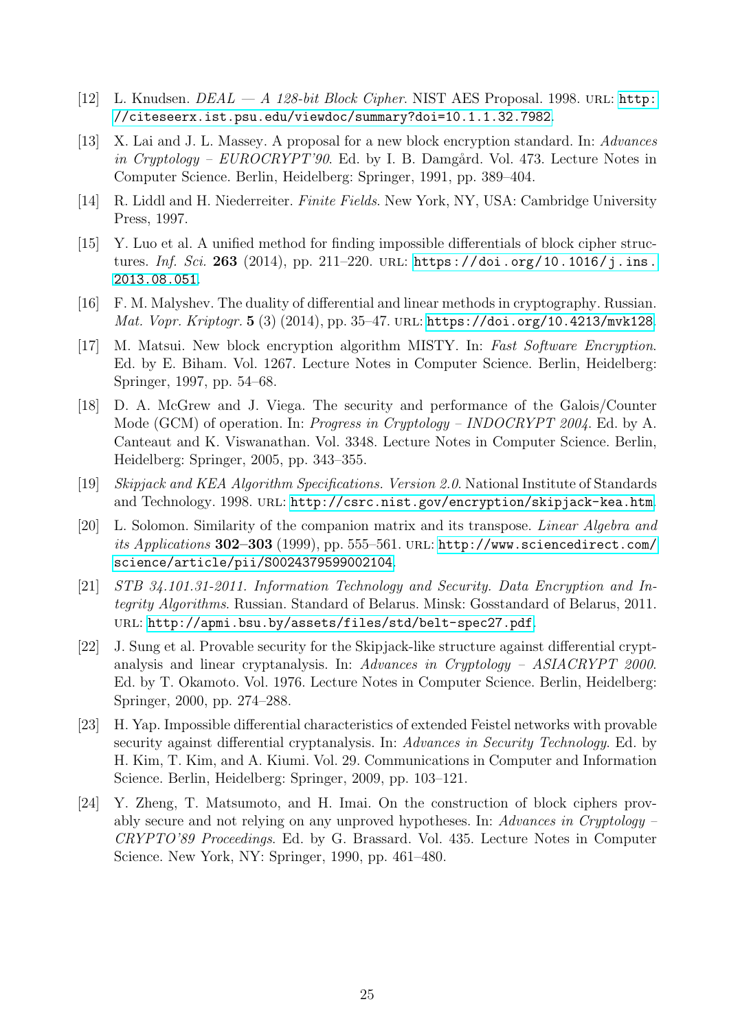[12] L. Knudsen. *DEAL — A 128-bit Block Cipher*. NIST AES Proposal. 1998. URL: http://citeseerx.ist.psu.edu/viewdoc/summary?doi=10.1.1.32.7982.

[13] X. Lai and J. L. Massey. A proposal for a new block encryption standard. In: *Advances in Cryptology – EUROCRYPT'90*. Ed. by I. B. Damgård. Vol. 473. Lecture Notes in Computer Science. Berlin, Heidelberg: Springer, 1991, pp. 389–404.

[14] R. Lidl and H. Niederreiter. *Finite Fields*. New York, NY, USA: Cambridge University Press, 1997.

[15] Y. Luo et al. A unified method for finding impossible differentials of block cipher structures. *Inf. Sci.* **263** (2014), pp. 211–220. URL: https://doi.org/10.1016/j.ins.2013.08.051.

[16] F. M. Malyshev. The duality of differential and linear methods in cryptography. Russian. *Mat. Vopr. Kriptogr.* **5** (3) (2014), pp. 35–47. URL: https://doi.org/10.4213/mvk128.

[17] M. Matsui. New block encryption algorithm MISTY. In: *Fast Software Encryption*. Ed. by E. Biham. Vol. 1267. Lecture Notes in Computer Science. Berlin, Heidelberg: Springer, 1997, pp. 54–68.

[18] D. A. McGrew and J. Viega. The security and performance of the Galois/Counter Mode (GCM) of operation. In: *Progress in Cryptology – INDOCRYPT 2004*. Ed. by A. Canteaut and K. Viswanathan. Vol. 3348. Lecture Notes in Computer Science. Berlin, Heidelberg: Springer, 2005, pp. 343–355.

[19] *Skipjack and KEA Algorithm Specifications. Version 2.0*. National Institute of Standards and Technology. 1998. URL: http://csrc.nist.gov/encryption/skipjack-kea.htm.

[20] L. Solomon. Similarity of the companion matrix and its transpose. *Linear Algebra and its Applications* **302–303** (1999), pp. 555–561. URL: http://www.sciencedirect.com/science/article/pii/S0024379599002104.

[21] *STB 34.101.31-2011. Information Technology and Security. Data Encryption and Integrity Algorithms*. Russian. Standard of Belarus. Minsk: Gosstandard of Belarus, 2011. URL: http://apmi.bsu.by/assets/files/std/belt-spec27.pdf.

[22] J. Sung et al. Provable security for the Skipjack-like structure against differential cryptanalysis and linear cryptanalysis. In: *Advances in Cryptology – ASIACRYPT 2000*. Ed. by T. Okamoto. Vol. 1976. Lecture Notes in Computer Science. Berlin, Heidelberg: Springer, 2000, pp. 274–288.

[23] H. Yap. Impossible differential characteristics of extended Feistel networks with provable security against differential cryptanalysis. In: *Advances in Security Technology*. Ed. by H. Kim, T. Kim, and A. Kiumi. Vol. 29. Communications in Computer and Information Science. Berlin, Heidelberg: Springer, 2009, pp. 103–121.

[24] Y. Zheng, T. Matsumoto, and H. Imai. On the construction of block ciphers provably secure and not relying on any unproved hypotheses. In: *Advances in Cryptology – CRYPTO'89 Proceedings*. Ed. by G. Brassard. Vol. 435. Lecture Notes in Computer Science. New York, NY: Springer, 1990, pp. 461–480.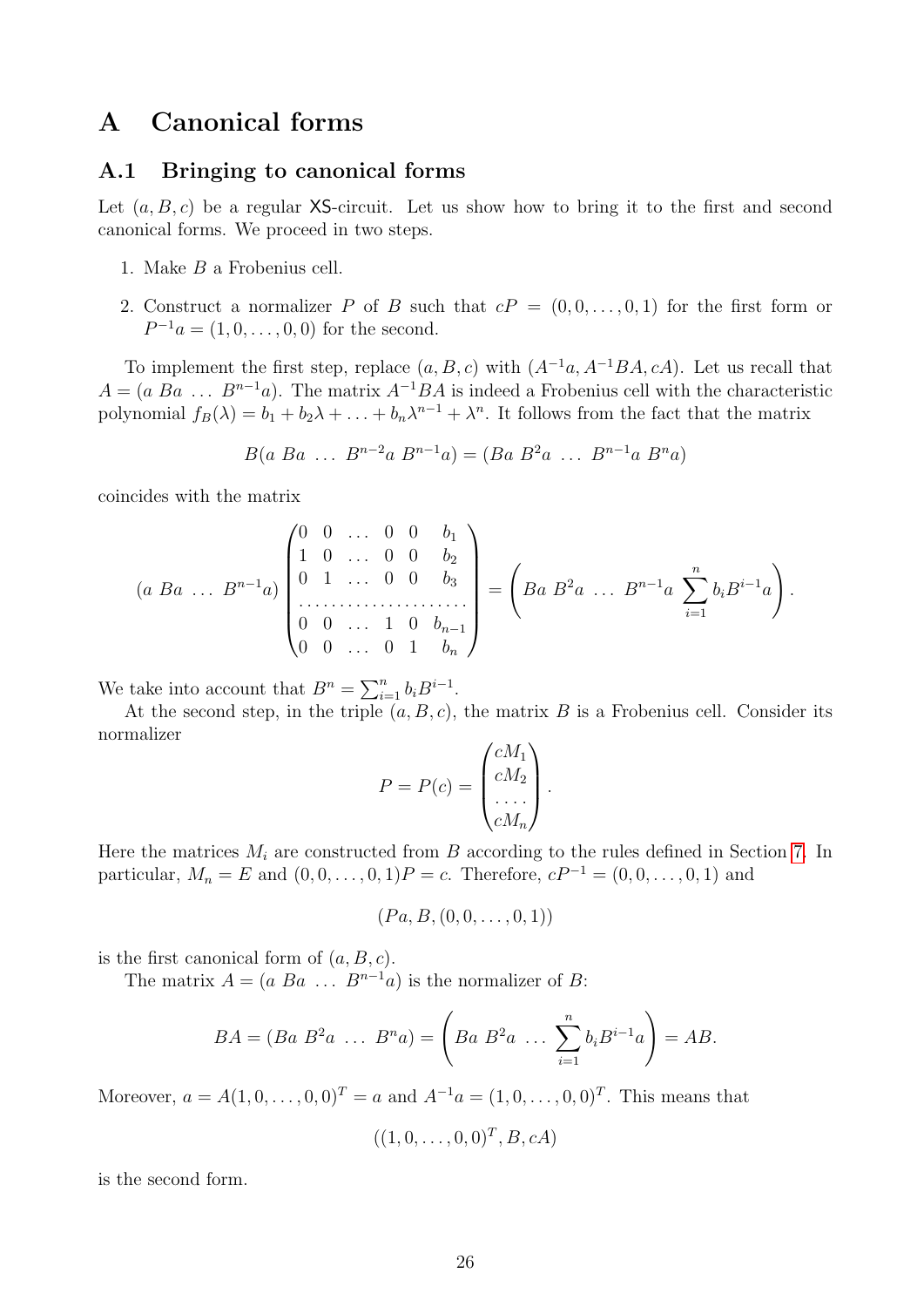# A Canonical forms

## A.1 Bringing to canonical forms

Let $(a, B, c)$ be a regular $\mathsf{XS}$-circuit. Let us show how to bring it to the first and second canonical forms. We proceed in two steps.

1. Make $B$ a Frobenius cell.
2. Construct a normalizer $P$ of $B$ such that $cP = (0, 0, \ldots, 0, 1)$ for the first form or $P^{-1}a = (1, 0, \ldots, 0, 0)$ for the second.

To implement the first step, replace $(a, B, c)$ with $(A^{-1}a, A^{-1}BA, cA)$. Let us recall that $A = (a\ Ba\ \ldots\ B^{n-1}a)$. The matrix $A^{-1}BA$ is indeed a Frobenius cell with the characteristic polynomial $f_B(\lambda) = b_1 + b_2\lambda + \ldots + b_n\lambda^{n-1} + \lambda^n$. It follows from the fact that the matrix

$$B(a\ Ba\ \ldots\ B^{n-2}a\ B^{n-1}a) = (Ba\ B^2a\ \ldots\ B^{n-1}a\ B^n a)$$

coincides with the matrix

$$(a\ Ba\ \ldots\ B^{n-1}a)\begin{pmatrix} 0 & 0 & \ldots & 0 & 0 & b_1 \\ 1 & 0 & \ldots & 0 & 0 & b_2 \\ 0 & 1 & \ldots & 0 & 0 & b_3 \\ \ldots & \ldots & \ldots & \ldots & \ldots & \ldots \\ 0 & 0 & \ldots & 1 & 0 & b_{n-1} \\ 0 & 0 & \ldots & 0 & 1 & b_n \end{pmatrix} = \left(Ba\ B^2a\ \ldots\ B^{n-1}a\ \sum_{i=1}^{n} b_i B^{i-1}a\right).$$

We take into account that $B^n = \sum_{i=1}^{n} b_i B^{i-1}$.

At the second step, in the triple $(a, B, c)$, the matrix $B$ is a Frobenius cell. Consider its normalizer

$$P = P(c) = \begin{pmatrix} cM_1 \\ cM_2 \\ \ldots \\ cM_n \end{pmatrix}.$$

Here the matrices $M_i$ are constructed from $B$ according to the rules defined in Section 7. In particular, $M_n = E$ and $(0, 0, \ldots, 0, 1)P = c$. Therefore, $cP^{-1} = (0, 0, \ldots, 0, 1)$ and

$$(Pa, B, (0, 0, \ldots, 0, 1))$$

is the first canonical form of $(a, B, c)$.

The matrix $A = (a\ Ba\ \ldots\ B^{n-1}a)$ is the normalizer of $B$:

$$BA = (Ba\ B^2a\ \ldots\ B^n a) = \left(Ba\ B^2a\ \ldots\ \sum_{i=1}^{n} b_i B^{i-1}a\right) = AB.$$

Moreover, $a = A(1, 0, \ldots, 0, 0)^T = a$ and $A^{-1}a = (1, 0, \ldots, 0, 0)^T$. This means that

$$((1, 0, \ldots, 0, 0)^T, B, cA)$$

is the second form.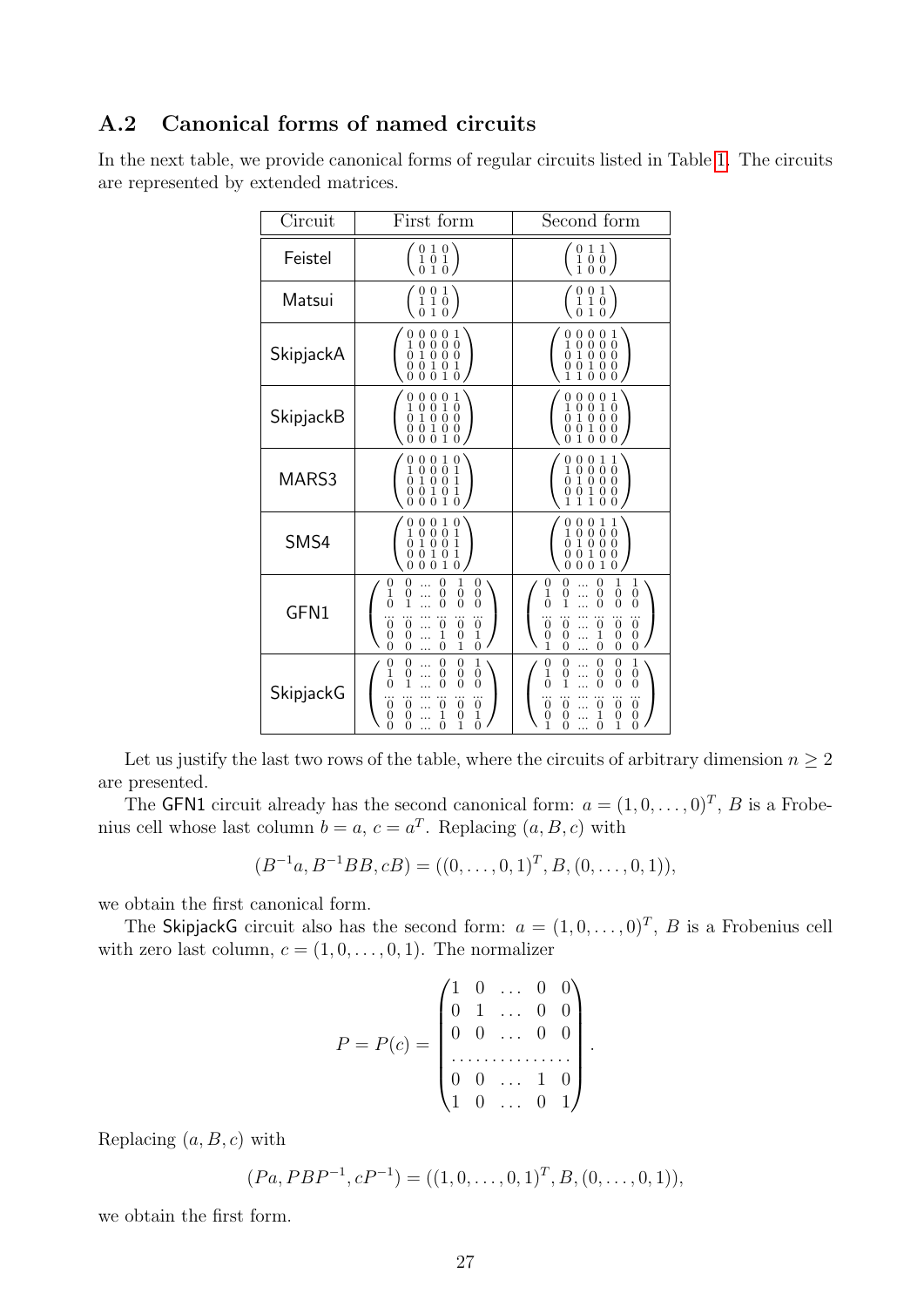## A.2 Canonical forms of named circuits

In the next table, we provide canonical forms of regular circuits listed in Table 1. The circuits are represented by extended matrices.

| Circuit | First form | Second form |
|---|---|---|
| Feistel | $\begin{pmatrix} 0&1&0 \\ 1&0&1 \\ 0&1&0 \end{pmatrix}$ | $\begin{pmatrix} 0&1&1 \\ 1&0&0 \\ 1&0&0 \end{pmatrix}$ |
| Matsui | $\begin{pmatrix} 0&0&1 \\ 1&1&0 \\ 0&1&0 \end{pmatrix}$ | $\begin{pmatrix} 0&0&1 \\ 1&1&0 \\ 0&1&0 \end{pmatrix}$ |
| SkipjackA | $\begin{pmatrix} 0&0&0&0&1 \\ 1&0&0&0&0 \\ 0&1&0&0&0 \\ 0&0&1&0&1 \\ 0&0&0&1&0 \end{pmatrix}$ | $\begin{pmatrix} 0&0&0&0&1 \\ 1&0&0&0&0 \\ 0&1&0&0&0 \\ 0&0&1&0&0 \\ 1&1&0&0&0 \end{pmatrix}$ |
| SkipjackB | $\begin{pmatrix} 0&0&0&0&1 \\ 1&0&0&1&0 \\ 0&1&0&0&0 \\ 0&0&1&0&0 \\ 0&0&0&1&0 \end{pmatrix}$ | $\begin{pmatrix} 0&0&0&0&1 \\ 1&0&0&1&0 \\ 0&1&0&0&0 \\ 0&0&1&0&0 \\ 0&1&0&0&0 \end{pmatrix}$ |
| MARS3 | $\begin{pmatrix} 0&0&0&1&0 \\ 1&0&0&0&1 \\ 0&1&0&0&1 \\ 0&0&1&0&1 \\ 0&0&0&1&0 \end{pmatrix}$ | $\begin{pmatrix} 0&0&0&1&1 \\ 1&0&0&0&0 \\ 0&1&0&0&0 \\ 0&0&1&0&0 \\ 1&1&1&0&0 \end{pmatrix}$ |
| SMS4 | $\begin{pmatrix} 0&0&0&1&0 \\ 1&0&0&0&1 \\ 0&1&0&0&1 \\ 0&0&1&0&1 \\ 0&0&0&1&0 \end{pmatrix}$ | $\begin{pmatrix} 0&0&0&1&1 \\ 1&0&0&0&0 \\ 0&1&0&0&0 \\ 0&0&1&0&0 \\ 0&0&0&1&0 \end{pmatrix}$ |
| GFN1 | $\begin{pmatrix} 0&0&\dots&0&1&0 \\ 1&0&\dots&0&0&0 \\ 0&1&\dots&0&0&0 \\ \dots&\dots&\dots&\dots&\dots&\dots \\ 0&0&\dots&0&0&0 \\ 0&0&\dots&1&0&1 \\ 0&0&\dots&0&1&0 \end{pmatrix}$ | $\begin{pmatrix} 0&0&\dots&0&1&1 \\ 1&0&\dots&0&0&0 \\ 0&1&\dots&0&0&0 \\ \dots&\dots&\dots&\dots&\dots&\dots \\ 0&0&\dots&0&0&0 \\ 0&0&\dots&1&0&0 \\ 1&0&\dots&0&0&0 \end{pmatrix}$ |
| SkipjackG | $\begin{pmatrix} 0&0&\dots&0&0&1 \\ 1&0&\dots&0&0&0 \\ 0&1&\dots&0&0&0 \\ \dots&\dots&\dots&\dots&\dots&\dots \\ 0&0&\dots&0&0&0 \\ 0&0&\dots&1&0&1 \\ 0&0&\dots&0&1&0 \end{pmatrix}$ | $\begin{pmatrix} 0&0&\dots&0&0&1 \\ 1&0&\dots&0&0&0 \\ 0&1&\dots&0&0&0 \\ \dots&\dots&\dots&\dots&\dots&\dots \\ 0&0&\dots&0&0&0 \\ 0&0&\dots&1&0&0 \\ 1&0&\dots&0&1&0 \end{pmatrix}$ |

Let us justify the last two rows of the table, where the circuits of arbitrary dimension $n \geq 2$ are presented.

The GFN1 circuit already has the second canonical form: $a = (1, 0, \dots, 0)^T$, $B$ is a Frobenius cell whose last column $b = a$, $c = a^T$. Replacing $(a, B, c)$ with

$$(B^{-1}a, B^{-1}BB, cB) = ((0, \dots, 0, 1)^T, B, (0, \dots, 0, 1)),$$

we obtain the first canonical form.

The SkipjackG circuit also has the second form: $a = (1, 0, \dots, 0)^T$, $B$ is a Frobenius cell with zero last column, $c = (1, 0, \dots, 0, 1)$. The normalizer

$$P = P(c) = \begin{pmatrix} 1 & 0 & \dots & 0 & 0 \\ 0 & 1 & \dots & 0 & 0 \\ 0 & 0 & \dots & 0 & 0 \\ \dots & \dots & \dots & \dots & \dots \\ 0 & 0 & \dots & 1 & 0 \\ 1 & 0 & \dots & 0 & 1 \end{pmatrix}.$$

Replacing $(a, B, c)$ with

$$(Pa, PBP^{-1}, cP^{-1}) = ((1, 0, \dots, 0, 1)^T, B, (0, \dots, 0, 1)),$$

we obtain the first form.